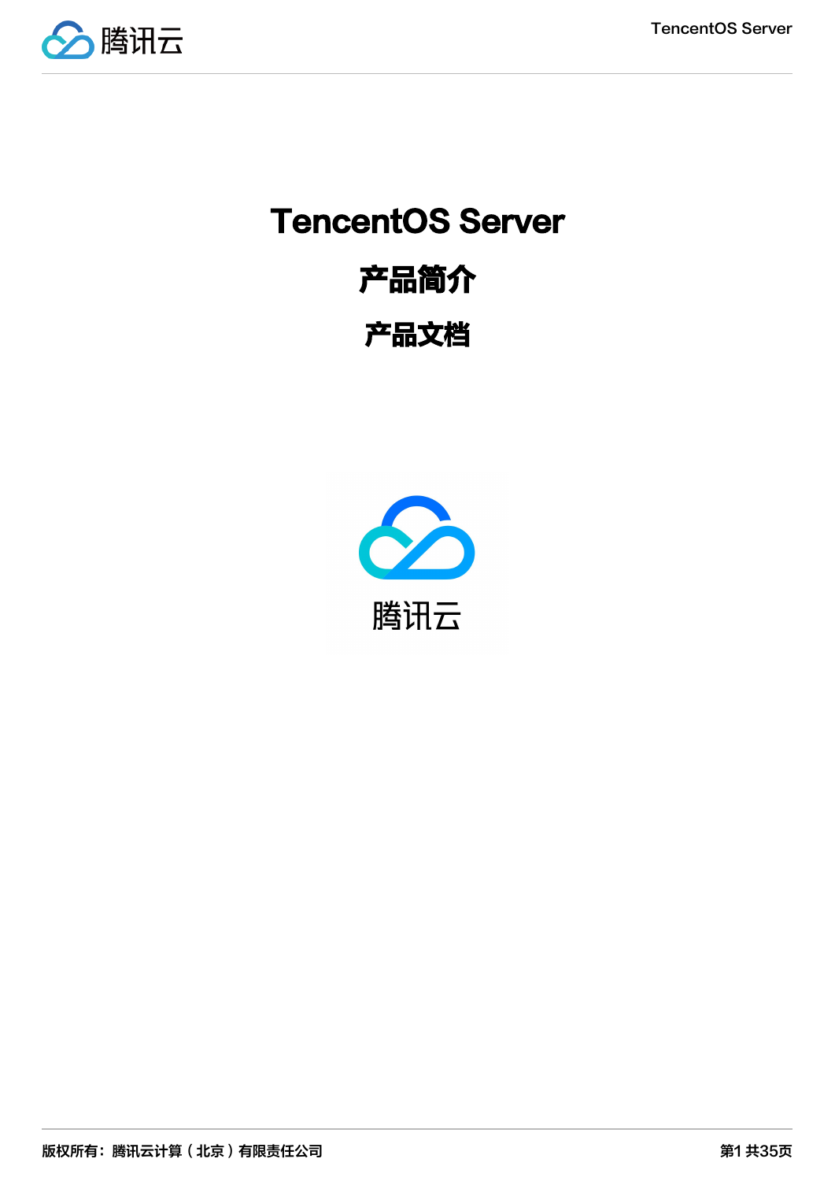# TencentOS Server

## 产品简介

## 产品文档

版权所有：腾讯云计算（北京）有限责任公司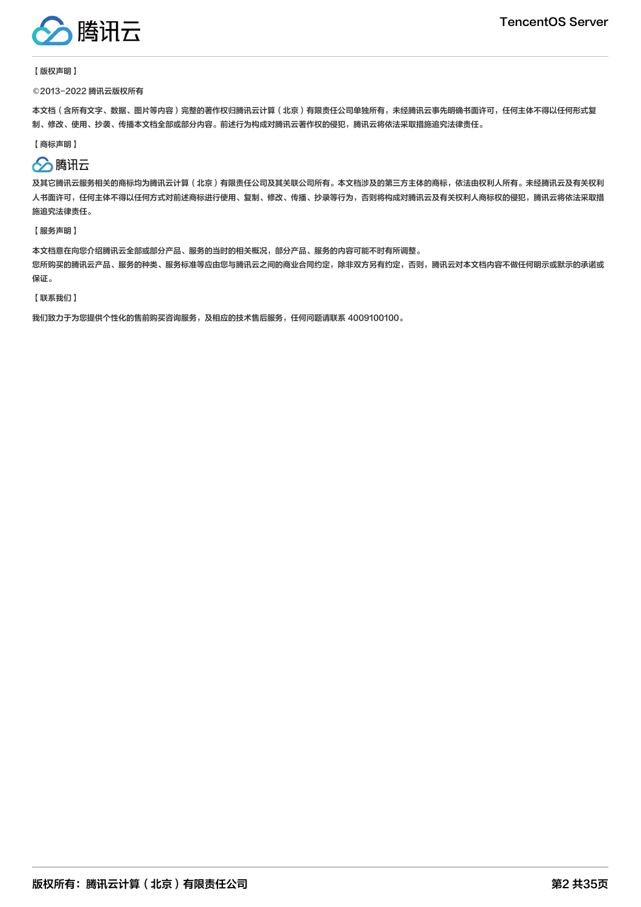【版权声明】

©2013-2022 腾讯云版权所有

本文档（含所有文字、数据、图片等内容）完整的著作权归腾讯云计算（北京）有限责任公司单独所有，未经腾讯云事先明确书面许可，任何主体不得以任何形式复制、修改、使用、抄袭、传播本文档全部或部分内容。前述行为构成对腾讯云著作权的侵犯，腾讯云将依法采取措施追究法律责任。

【商标声明】

腾讯云

及其它腾讯云服务相关的商标均为腾讯云计算（北京）有限责任公司及其关联公司所有。本文档涉及的第三方主体的商标，依法由权利人所有。未经腾讯云及有关权利人书面许可，任何主体不得以任何方式对前述商标进行使用、复制、修改、传播、抄录等行为，否则将构成对腾讯云及有关权利人商标权的侵犯，腾讯云将依法采取措施追究法律责任。

【服务声明】

本文档意在向您介绍腾讯云全部或部分产品、服务的当时的相关概况，部分产品、服务的内容可能不时有所调整。
您所购买的腾讯云产品、服务的种类、服务标准等应由您与腾讯云之间的商业合同约定，除非双方另有约定，否则，腾讯云对本文档内容不做任何明示或默示的承诺或保证。

【联系我们】

我们致力于为您提供个性化的售前购买咨询服务，及相应的技术售后服务，任何问题请联系 4009100100。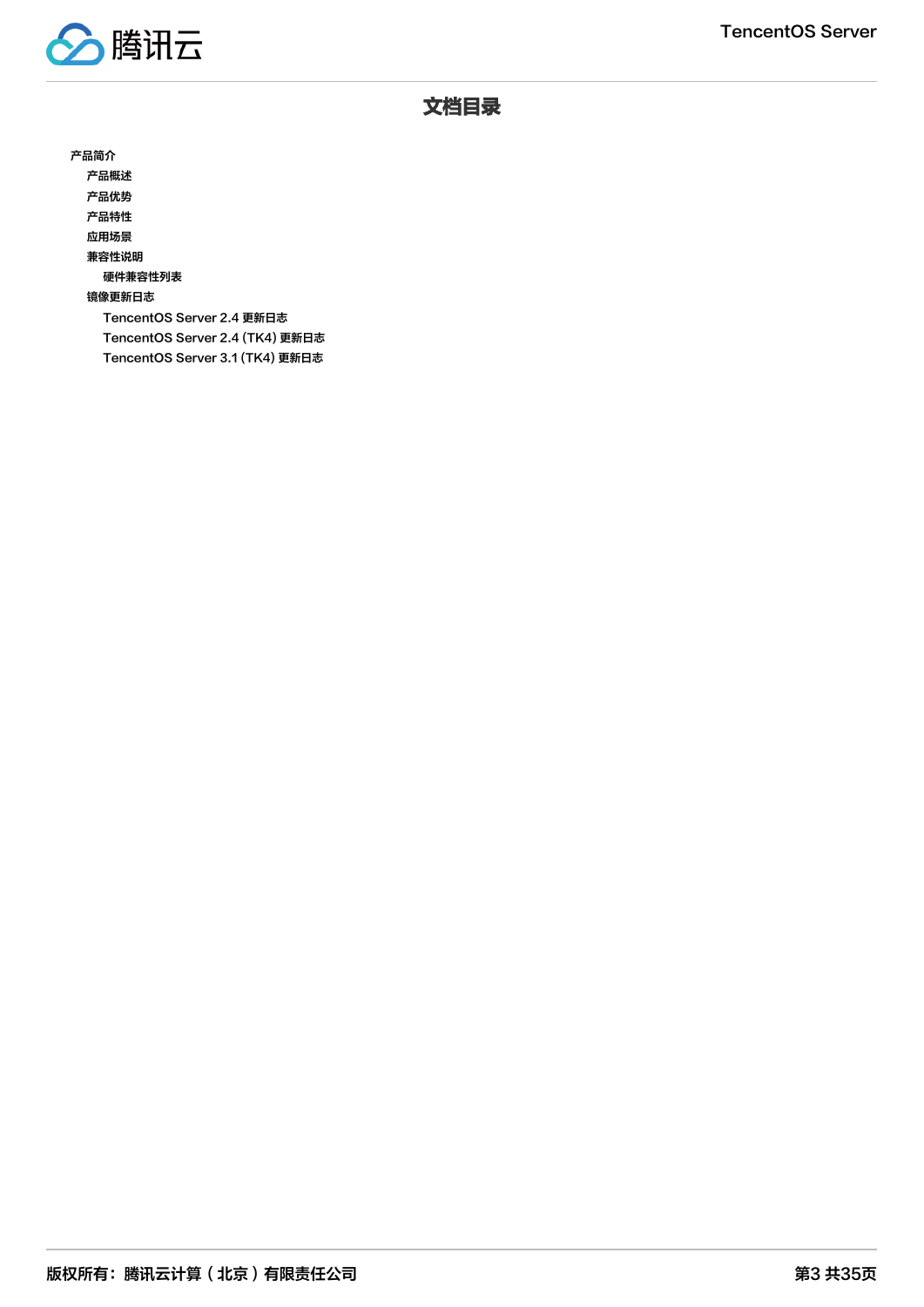# 文档目录

- 产品简介
  - 产品概述
  - 产品优势
  - 产品特性
  - 应用场景
  - 兼容性说明
    - 硬件兼容性列表
  - 镜像更新日志
    - TencentOS Server 2.4 更新日志
    - TencentOS Server 2.4 (TK4) 更新日志
    - TencentOS Server 3.1 (TK4) 更新日志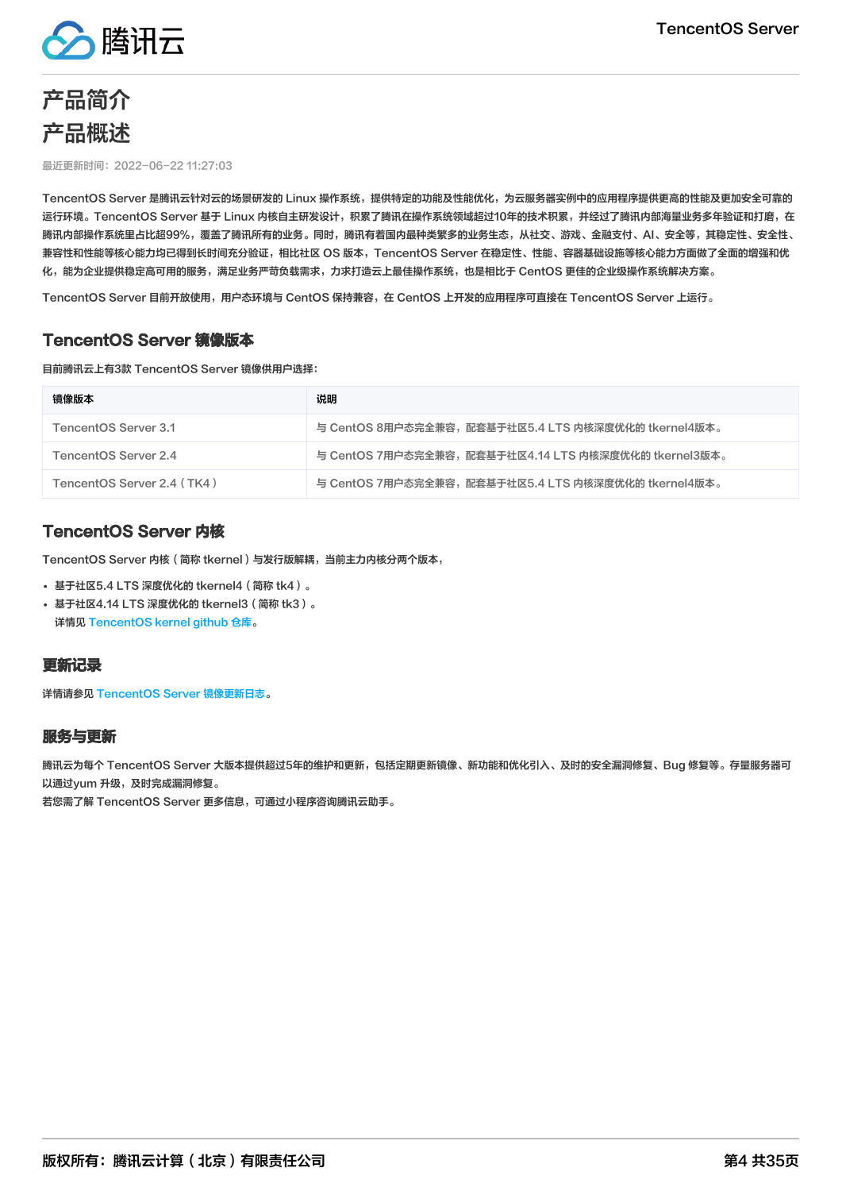# 产品简介

## 产品概述

最近更新时间：2022-06-22 11:27:03

TencentOS Server 是腾讯云针对云的场景研发的 Linux 操作系统，提供特定的功能及性能优化，为云服务器实例中的应用程序提供更高的性能及更加安全可靠的运行环境。TencentOS Server 基于 Linux 内核自主研发设计，积累了腾讯在操作系统领域超过10年的技术积累，并经过了腾讯内部海量业务多年验证和打磨，在腾讯内部操作系统里占比超99%，覆盖了腾讯所有的业务。同时，腾讯有着国内最种类繁多的业务生态，从社交、游戏、金融支付、AI、安全等，其稳定性、安全性、兼容性和性能等核心能力均已得到长时间充分验证，相比社区 OS 版本，TencentOS Server 在稳定性、性能、容器基础设施等核心能力方面做了全面的增强和优化，能为企业提供稳定高可用的服务，满足业务严苛负载需求，力求打造云上最佳操作系统，也是相比于 CentOS 更佳的企业级操作系统解决方案。

TencentOS Server 目前开放使用，用户态环境与 CentOS 保持兼容，在 CentOS 上开发的应用程序可直接在 TencentOS Server 上运行。

### TencentOS Server 镜像版本

目前腾讯云上有3款 TencentOS Server 镜像供用户选择：

| 镜像版本 | 说明 |
| --- | --- |
| TencentOS Server 3.1 | 与 CentOS 8用户态完全兼容，配套基于社区5.4 LTS 内核深度优化的 tkernel4版本。 |
| TencentOS Server 2.4 | 与 CentOS 7用户态完全兼容，配套基于社区4.14 LTS 内核深度优化的 tkernel3版本。 |
| TencentOS Server 2.4（TK4） | 与 CentOS 7用户态完全兼容，配套基于社区5.4 LTS 内核深度优化的 tkernel4版本。 |

### TencentOS Server 内核

TencentOS Server 内核（简称 tkernel）与发行版解耦，当前主力内核分两个版本，

- 基于社区5.4 LTS 深度优化的 tkernel4（简称 tk4）。
- 基于社区4.14 LTS 深度优化的 tkernel3（简称 tk3）。
  详情见 TencentOS kernel github 仓库。

### 更新记录

详情请参见 TencentOS Server 镜像更新日志。

### 服务与更新

腾讯云为每个 TencentOS Server 大版本提供超过5年的维护和更新，包括定期更新镜像、新功能和优化引入、及时的安全漏洞修复、Bug 修复等。存量服务器可以通过yum 升级，及时完成漏洞修复。
若您需了解 TencentOS Server 更多信息，可通过小程序咨询腾讯云助手。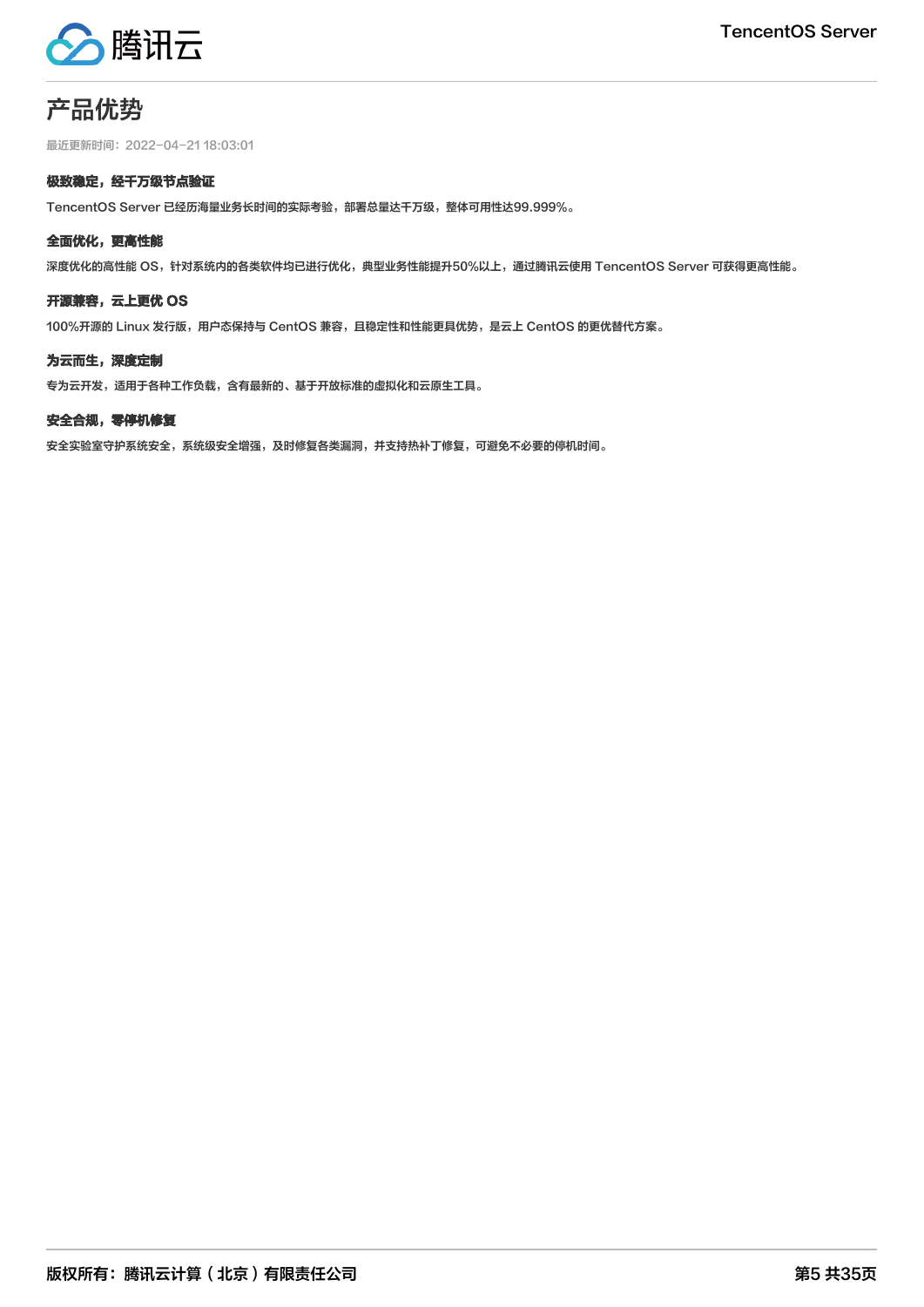# 产品优势

最近更新时间：2022-04-21 18:03:01

### 极致稳定，经千万级节点验证

TencentOS Server 已经历海量业务长时间的实际考验，部署总量达千万级，整体可用性达99.999%。

### 全面优化，更高性能

深度优化的高性能 OS，针对系统内的各类软件均已进行优化，典型业务性能提升50%以上，通过腾讯云使用 TencentOS Server 可获得更高性能。

### 开源兼容，云上更优 OS

100%开源的 Linux 发行版，用户态保持与 CentOS 兼容，且稳定性和性能更具优势，是云上 CentOS 的更优替代方案。

### 为云而生，深度定制

专为云开发，适用于各种工作负载，含有最新的、基于开放标准的虚拟化和云原生工具。

### 安全合规，零停机修复

安全实验室守护系统安全，系统级安全增强，及时修复各类漏洞，并支持热补丁修复，可避免不必要的停机时间。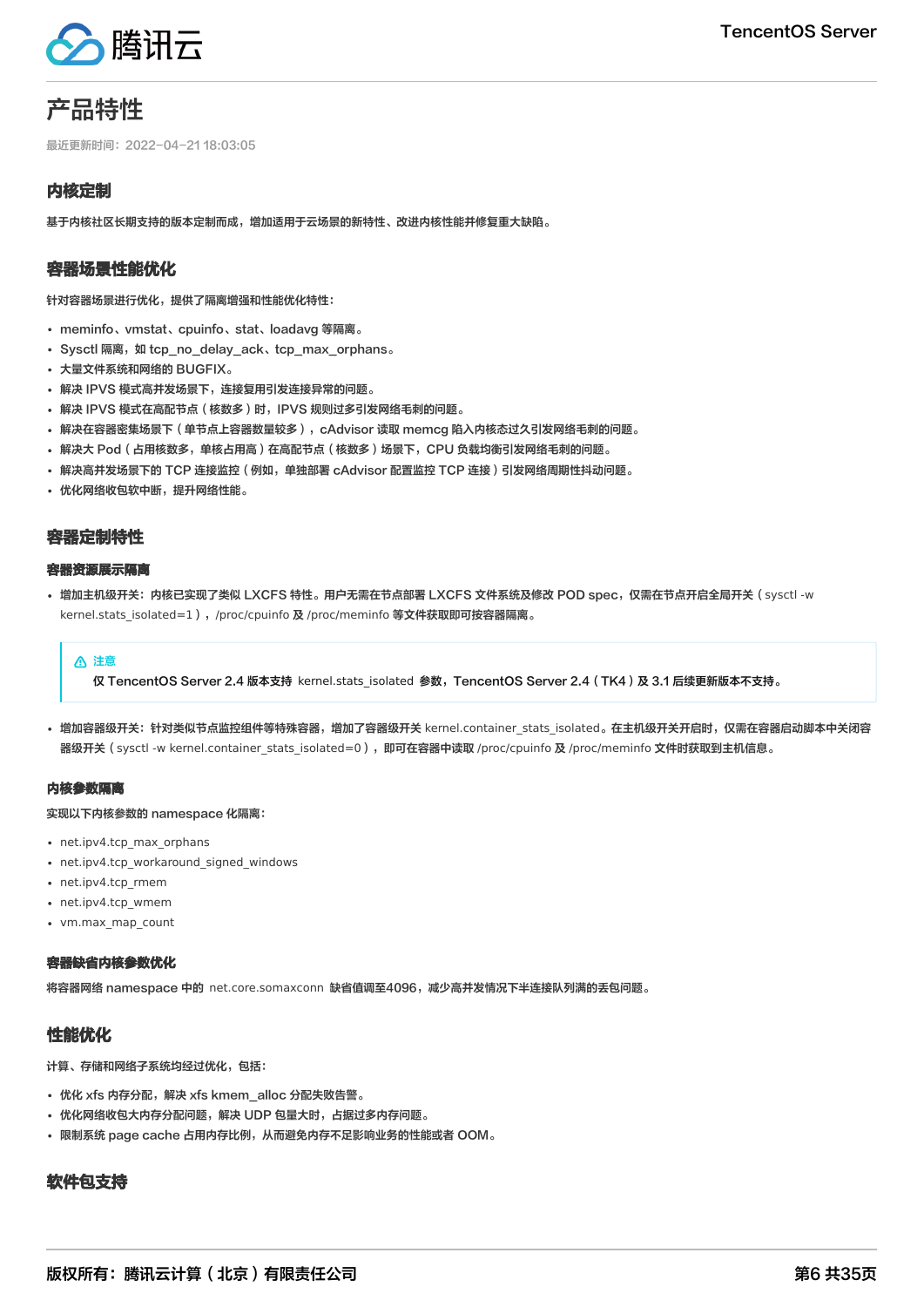# 产品特性

最近更新时间：2022-04-21 18:03:05

## 内核定制

基于内核社区长期支持的版本定制而成，增加适用于云场景的新特性、改进内核性能并修复重大缺陷。

## 容器场景性能优化

针对容器场景进行优化，提供了隔离增强和性能优化特性：

- meminfo、vmstat、cpuinfo、stat、loadavg 等隔离。
- Sysctl 隔离，如 tcp_no_delay_ack、tcp_max_orphans。
- 大量文件系统和网络的 BUGFIX。
- 解决 IPVS 模式高并发场景下，连接复用引发连接异常的问题。
- 解决 IPVS 模式在高配节点（核数多）时，IPVS 规则过多引发网络毛刺的问题。
- 解决在容器密集场景下（单节点上容器数量较多），cAdvisor 读取 memcg 陷入内核态过久引发网络毛刺的问题。
- 解决大 Pod（占用核数多，单核占用高）在高配节点（核数多）场景下，CPU 负载均衡引发网络毛刺的问题。
- 解决高并发场景下的 TCP 连接监控（例如，单独部署 cAdvisor 配置监控 TCP 连接）引发网络周期性抖动问题。
- 优化网络收包软中断，提升网络性能。

## 容器定制特性

### 容器资源展示隔离

- 增加主机级开关：内核已实现了类似 LXCFS 特性。用户无需在节点部署 LXCFS 文件系统及修改 POD spec，仅需在节点开启全局开关（sysctl -w kernel.stats_isolated=1），/proc/cpuinfo 及 /proc/meminfo 等文件获取即可按容器隔离。

> 注意
>
> 仅 TencentOS Server 2.4 版本支持 kernel.stats_isolated 参数，TencentOS Server 2.4（TK4）及 3.1 后续更新版本不支持。

- 增加容器级开关：针对类似节点监控组件等特殊容器，增加了容器级开关 kernel.container_stats_isolated。在主机级开关开启时，仅需在容器启动脚本中关闭容器级开关（sysctl -w kernel.container_stats_isolated=0），即可在容器中读取 /proc/cpuinfo 及 /proc/meminfo 文件时获取到主机信息。

### 内核参数隔离

实现以下内核参数的 namespace 化隔离：

- net.ipv4.tcp_max_orphans
- net.ipv4.tcp_workaround_signed_windows
- net.ipv4.tcp_rmem
- net.ipv4.tcp_wmem
- vm.max_map_count

### 容器缺省内核参数优化

将容器网络 namespace 中的 net.core.somaxconn 缺省值调至4096，减少高并发情况下半连接队列满的丢包问题。

## 性能优化

计算、存储和网络子系统均经过优化，包括：

- 优化 xfs 内存分配，解决 xfs kmem_alloc 分配失败告警。
- 优化网络收包大内存分配问题，解决 UDP 包量大时，占据过多内存问题。
- 限制系统 page cache 占用内存比例，从而避免内存不足影响业务的性能或者 OOM。

## 软件包支持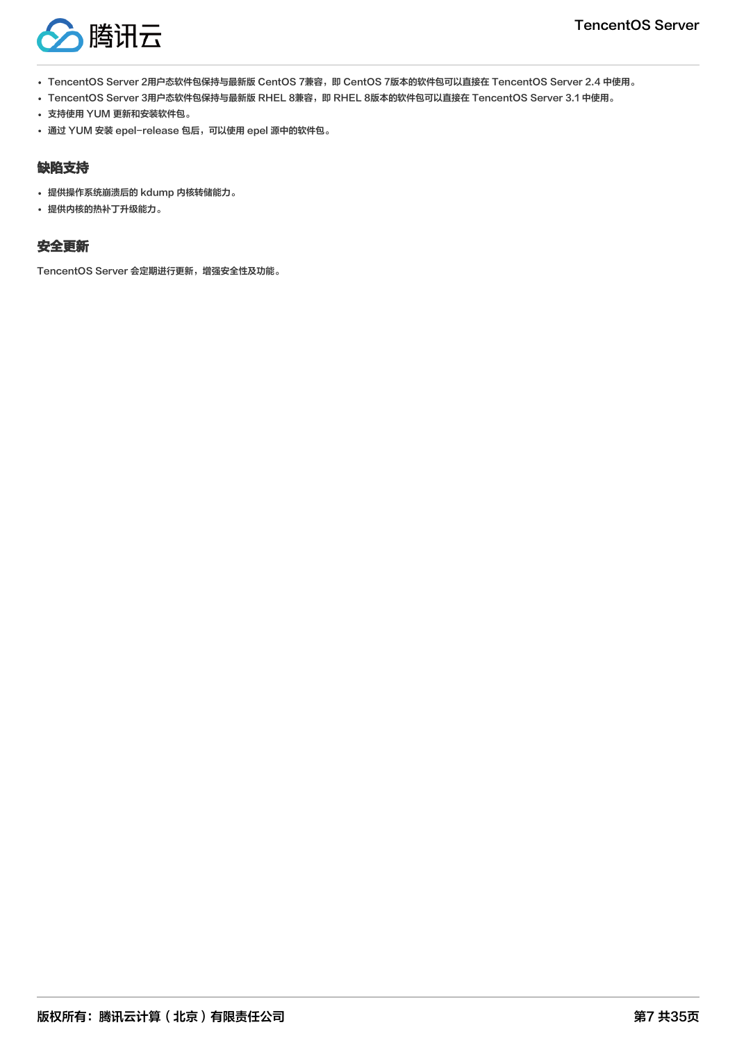- TencentOS Server 2用户态软件包保持与最新版 CentOS 7兼容，即 CentOS 7版本的软件包可以直接在 TencentOS Server 2.4 中使用。
- TencentOS Server 3用户态软件包保持与最新版 RHEL 8兼容，即 RHEL 8版本的软件包可以直接在 TencentOS Server 3.1 中使用。
- 支持使用 YUM 更新和安装软件包。
- 通过 YUM 安装 epel-release 包后，可以使用 epel 源中的软件包。

## 缺陷支持

- 提供操作系统崩溃后的 kdump 内核转储能力。
- 提供内核的热补丁升级能力。

## 安全更新

TencentOS Server 会定期进行更新，增强安全性及功能。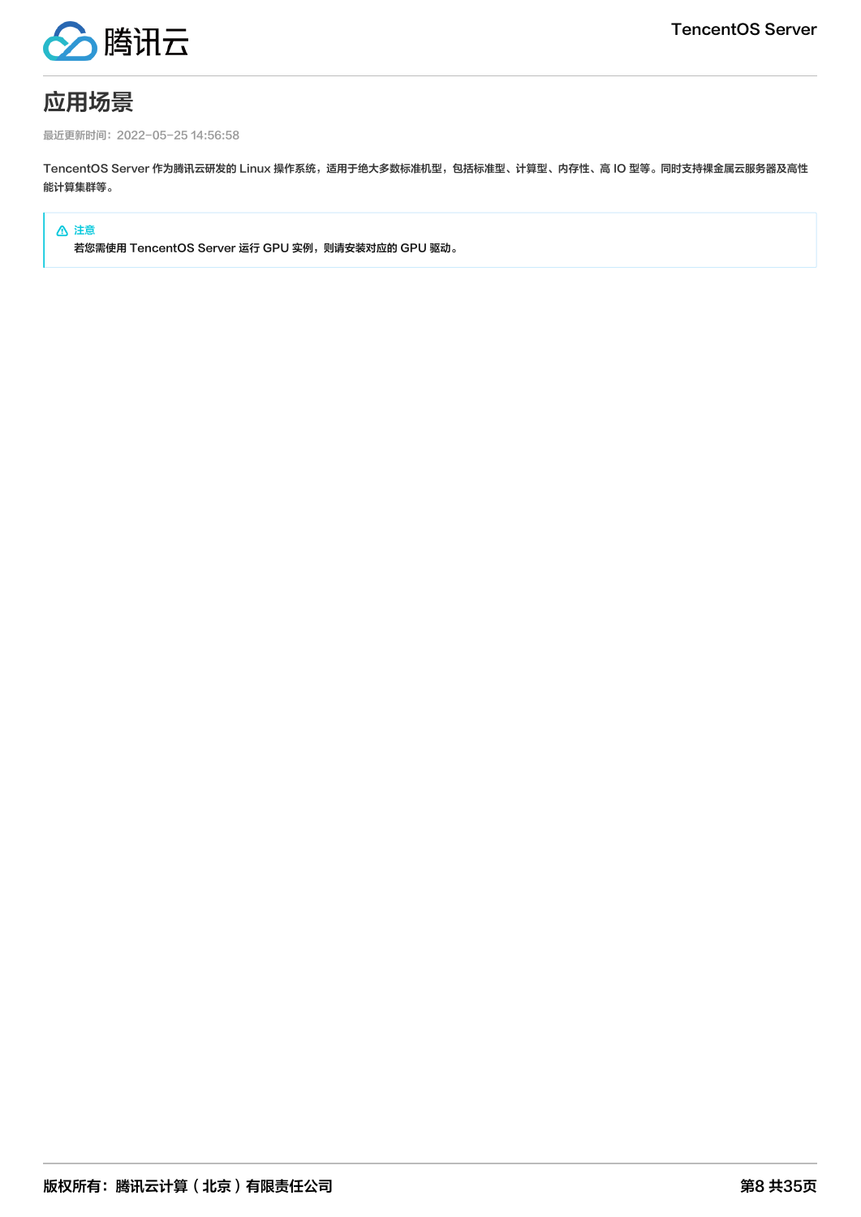# 应用场景

最近更新时间：2022-05-25 14:56:58

TencentOS Server 作为腾讯云研发的 Linux 操作系统，适用于绝大多数标准机型，包括标准型、计算型、内存性、高 IO 型等。同时支持裸金属云服务器及高性能计算集群等。

> **注意**
>
> 若您需使用 TencentOS Server 运行 GPU 实例，则请安装对应的 GPU 驱动。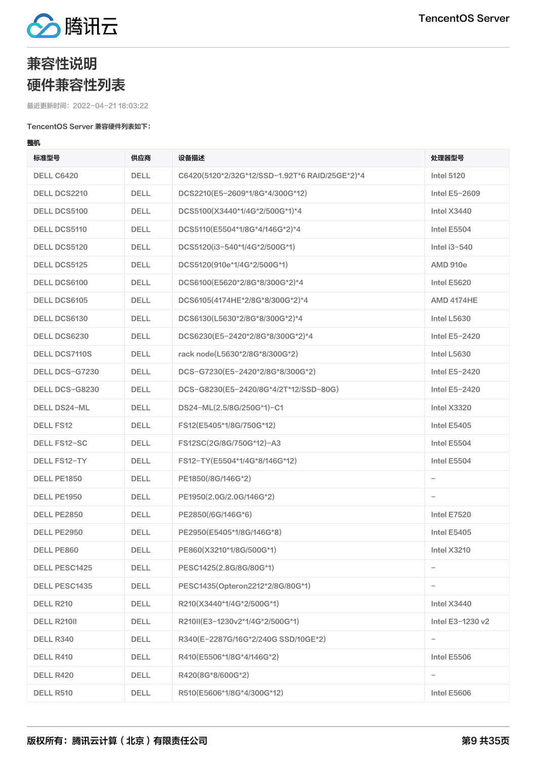# 兼容性说明

# 硬件兼容性列表

最近更新时间：2022-04-21 18:03:22

TencentOS Server 兼容硬件列表如下：

**整机**

| 标准型号 | 供应商 | 设备描述 | 处理器型号 |
|---|---|---|---|
| DELL C6420 | DELL | C6420(5120*2/32G*12/SSD-1.92T*6 RAID/25GE*2)*4 | Intel 5120 |
| DELL DCS2210 | DELL | DCS2210(E5-2609*1/8G*4/300G*12) | Intel E5-2609 |
| DELL DCS5100 | DELL | DCS5100(X3440*1/4G*2/500G*1)*4 | Intel X3440 |
| DELL DCS5110 | DELL | DCS5110(E5504*1/8G*4/146G*2)*4 | Intel E5504 |
| DELL DCS5120 | DELL | DCS5120(i3-540*1/4G*2/500G*1) | Intel i3-540 |
| DELL DCS5125 | DELL | DCS5120(910e*1/4G*2/500G*1) | AMD 910e |
| DELL DCS6100 | DELL | DCS6100(E5620*2/8G*8/300G*2)*4 | Intel E5620 |
| DELL DCS6105 | DELL | DCS6105(4174HE*2/8G*8/300G*2)*4 | AMD 4174HE |
| DELL DCS6130 | DELL | DCS6130(L5630*2/8G*8/300G*2)*4 | Intel L5630 |
| DELL DCS6230 | DELL | DCS6230(E5-2420*2/8G*8/300G*2)*4 | Intel E5-2420 |
| DELL DCS7110S | DELL | rack node(L5630*2/8G*8/300G*2) | Intel L5630 |
| DELL DCS-G7230 | DELL | DCS-G7230(E5-2420*2/8G*8/300G*2) | Intel E5-2420 |
| DELL DCS-G8230 | DELL | DCS-G8230(E5-2420/8G*4/2T*12/SSD-80G) | Intel E5-2420 |
| DELL DS24-ML | DELL | DS24-ML(2.5/8G/250G*1)-C1 | Intel X3320 |
| DELL FS12 | DELL | FS12(E5405*1/8G/750G*12) | Intel E5405 |
| DELL FS12-SC | DELL | FS12SC(2G/8G/750G*12)-A3 | Intel E5504 |
| DELL FS12-TY | DELL | FS12-TY(E5504*1/4G*8/146G*12) | Intel E5504 |
| DELL PE1850 | DELL | PE1850(/8G/146G*2) | - |
| DELL PE1950 | DELL | PE1950(2.0G/2.0G/146G*2) | - |
| DELL PE2850 | DELL | PE2850(/6G/146G*6) | Intel E7520 |
| DELL PE2950 | DELL | PE2950(E5405*1/8G/146G*8) | Intel E5405 |
| DELL PE860 | DELL | PE860(X3210*1/8G/500G*1) | Intel X3210 |
| DELL PESC1425 | DELL | PESC1425(2.8G/8G/80G*1) | - |
| DELL PESC1435 | DELL | PESC1435(Opteron2212*2/8G/80G*1) | - |
| DELL R210 | DELL | R210(X3440*1/4G*2/500G*1) | Intel X3440 |
| DELL R210II | DELL | R210II(E3-1230v2*1/4G*2/500G*1) | Intel E3-1230 v2 |
| DELL R340 | DELL | R340(E-2287G/16G*2/240G SSD/10GE*2) | - |
| DELL R410 | DELL | R410(E5506*1/8G*4/146G*2) | Intel E5506 |
| DELL R420 | DELL | R420(8G*8/600G*2) | - |
| DELL R510 | DELL | R510(E5606*1/8G*4/300G*12) | Intel E5606 |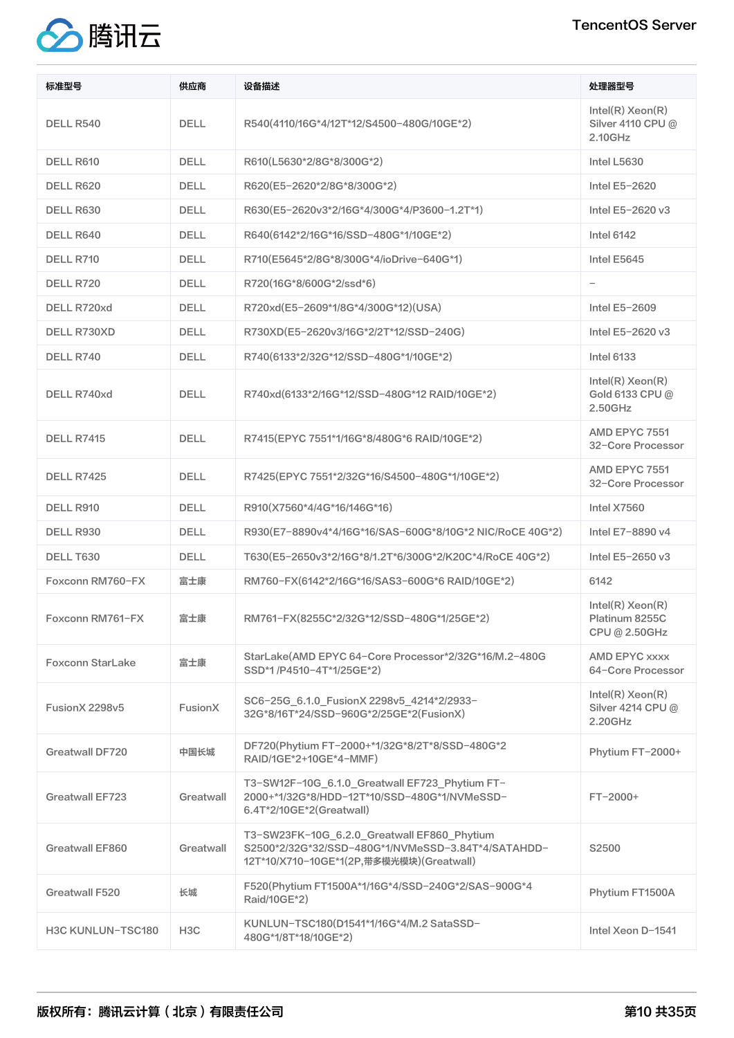| 标准型号 | 供应商 | 设备描述 | 处理器型号 |
| --- | --- | --- | --- |
| DELL R540 | DELL | R540(4110/16G*4/12T*12/S4500-480G/10GE*2) | Intel(R) Xeon(R) Silver 4110 CPU @ 2.10GHz |
| DELL R610 | DELL | R610(L5630*2/8G*8/300G*2) | Intel L5630 |
| DELL R620 | DELL | R620(E5-2620*2/8G*8/300G*2) | Intel E5-2620 |
| DELL R630 | DELL | R630(E5-2620v3*2/16G*4/300G*4/P3600-1.2T*1) | Intel E5-2620 v3 |
| DELL R640 | DELL | R640(6142*2/16G*16/SSD-480G*1/10GE*2) | Intel 6142 |
| DELL R710 | DELL | R710(E5645*2/8G*8/300G*4/ioDrive-640G*1) | Intel E5645 |
| DELL R720 | DELL | R720(16G*8/600G*2/ssd*6) | - |
| DELL R720xd | DELL | R720xd(E5-2609*1/8G*4/300G*12)(USA) | Intel E5-2609 |
| DELL R730XD | DELL | R730XD(E5-2620v3/16G*2/2T*12/SSD-240G) | Intel E5-2620 v3 |
| DELL R740 | DELL | R740(6133*2/32G*12/SSD-480G*1/10GE*2) | Intel 6133 |
| DELL R740xd | DELL | R740xd(6133*2/16G*12/SSD-480G*12 RAID/10GE*2) | Intel(R) Xeon(R) Gold 6133 CPU @ 2.50GHz |
| DELL R7415 | DELL | R7415(EPYC 7551*1/16G*8/480G*6 RAID/10GE*2) | AMD EPYC 7551 32-Core Processor |
| DELL R7425 | DELL | R7425(EPYC 7551*2/32G*16/S4500-480G*1/10GE*2) | AMD EPYC 7551 32-Core Processor |
| DELL R910 | DELL | R910(X7560*4/4G*16/146G*16) | Intel X7560 |
| DELL R930 | DELL | R930(E7-8890v4*4/16G*16/SAS-600G*8/10G*2 NIC/RoCE 40G*2) | Intel E7-8890 v4 |
| DELL T630 | DELL | T630(E5-2650v3*2/16G*8/1.2T*6/300G*2/K20C*4/RoCE 40G*2) | Intel E5-2650 v3 |
| Foxconn RM760-FX | 富士康 | RM760-FX(6142*2/16G*16/SAS3-600G*6 RAID/10GE*2) | 6142 |
| Foxconn RM761-FX | 富士康 | RM761-FX(8255C*2/32G*12/SSD-480G*1/25GE*2) | Intel(R) Xeon(R) Platinum 8255C CPU @ 2.50GHz |
| Foxconn StarLake | 富士康 | StarLake(AMD EPYC 64-Core Processor*2/32G*16/M.2-480G SSD*1 /P4510-4T*1/25GE*2) | AMD EPYC xxxx 64-Core Processor |
| FusionX 2298v5 | FusionX | SC6-25G_6.1.0_FusionX 2298v5_4214*2/2933-32G*8/16T*24/SSD-960G*2/25GE*2(FusionX) | Intel(R) Xeon(R) Silver 4214 CPU @ 2.20GHz |
| Greatwall DF720 | 中国长城 | DF720(Phytium FT-2000+*1/32G*8/2T*8/SSD-480G*2 RAID/1GE*2+10GE*4-MMF) | Phytium FT-2000+ |
| Greatwall EF723 | Greatwall | T3-SW12F-10G_6.1.0_Greatwall EF723_Phytium FT-2000+*1/32G*8/HDD-12T*10/SSD-480G*1/NVMeSSD-6.4T*2/10GE*2(Greatwall) | FT-2000+ |
| Greatwall EF860 | Greatwall | T3-SW23FK-10G_6.2.0_Greatwall EF860_Phytium S2500*2/32G*32/SSD-480G*1/NVMeSSD-3.84T*4/SATAHDD-12T*10/X710-10GE*1(2P,带多模光模块)(Greatwall) | S2500 |
| Greatwall F520 | 长城 | F520(Phytium FT1500A*1/16G*4/SSD-240G*2/SAS-900G*4 Raid/10GE*2) | Phytium FT1500A |
| H3C KUNLUN-TSC180 | H3C | KUNLUN-TSC180(D1541*1/16G*4/M.2 SataSSD-480G*1/8T*18/10GE*2) | Intel Xeon D-1541 |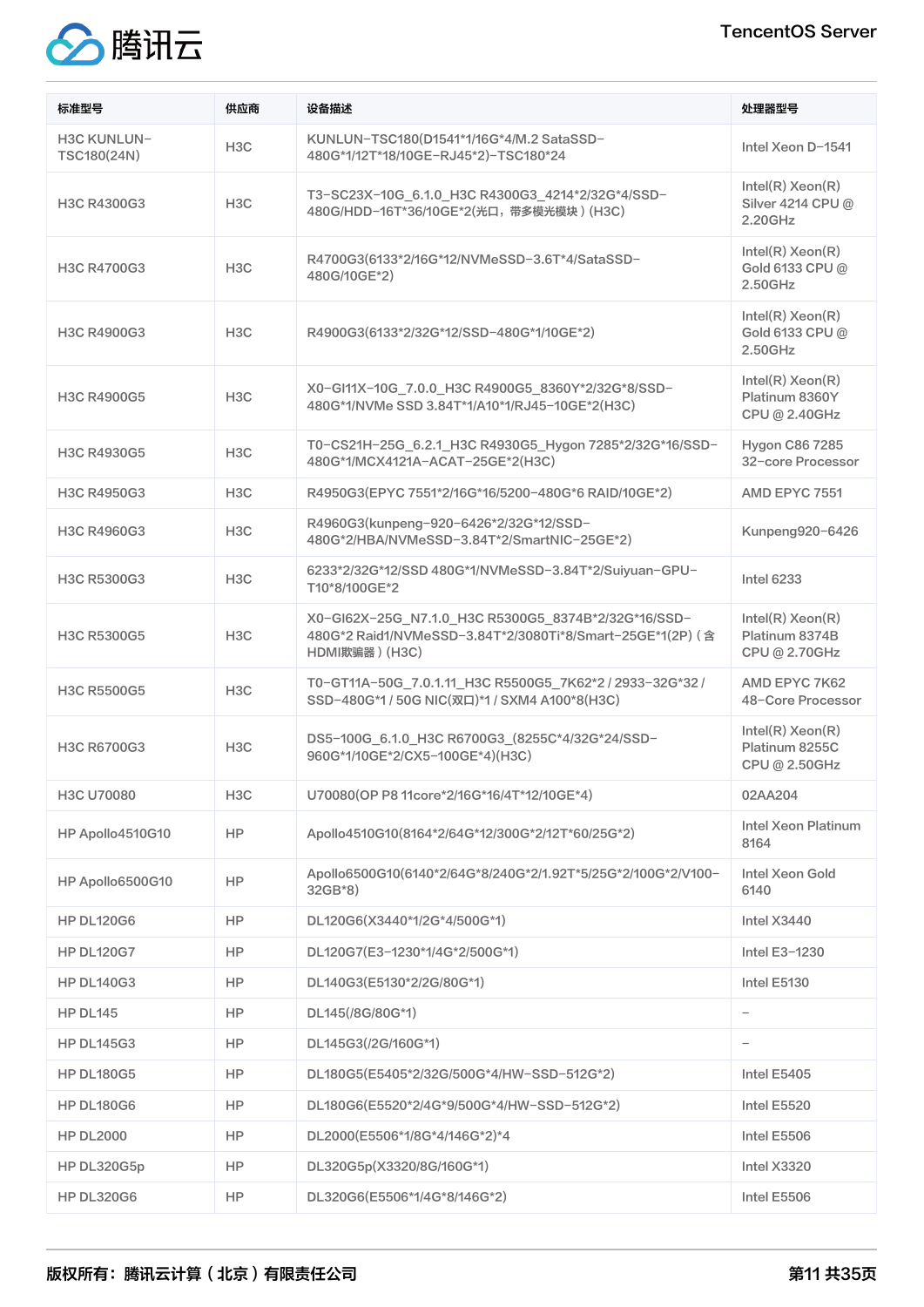| 标准型号 | 供应商 | 设备描述 | 处理器型号 |
|---|---|---|---|
| H3C KUNLUN-TSC180(24N) | H3C | KUNLUN-TSC180(D1541*1/16G*4/M.2 SataSSD-480G*1/12T*18/10GE-RJ45*2)-TSC180*24 | Intel Xeon D-1541 |
| H3C R4300G3 | H3C | T3-SC23X-10G_6.1.0_H3C R4300G3_4214*2/32G*4/SSD-480G/HDD-16T*36/10GE*2(光口，带多模光模块)(H3C) | Intel(R) Xeon(R) Silver 4214 CPU @ 2.20GHz |
| H3C R4700G3 | H3C | R4700G3(6133*2/16G*12/NVMeSSD-3.6T*4/SataSSD-480G/10GE*2) | Intel(R) Xeon(R) Gold 6133 CPU @ 2.50GHz |
| H3C R4900G3 | H3C | R4900G3(6133*2/32G*12/SSD-480G*1/10GE*2) | Intel(R) Xeon(R) Gold 6133 CPU @ 2.50GHz |
| H3C R4900G5 | H3C | X0-GI11X-10G_7.0.0_H3C R4900G5_8360Y*2/32G*8/SSD-480G*1/NVMe SSD 3.84T*1/A10*1/RJ45-10GE*2(H3C) | Intel(R) Xeon(R) Platinum 8360Y CPU @ 2.40GHz |
| H3C R4930G5 | H3C | T0-CS21H-25G_6.2.1_H3C R4930G5_Hygon 7285*2/32G*16/SSD-480G*1/MCX4121A-ACAT-25GE*2(H3C) | Hygon C86 7285 32-core Processor |
| H3C R4950G3 | H3C | R4950G3(EPYC 7551*2/16G*16/5200-480G*6 RAID/10GE*2) | AMD EPYC 7551 |
| H3C R4960G3 | H3C | R4960G3(kunpeng-920-6426*2/32G*12/SSD-480G*2/HBA/NVMeSSD-3.84T*2/SmartNIC-25GE*2) | Kunpeng920-6426 |
| H3C R5300G3 | H3C | 6233*2/32G*12/SSD 480G*1/NVMeSSD-3.84T*2/Suiyuan-GPU-T10*8/100GE*2 | Intel 6233 |
| H3C R5300G5 | H3C | X0-GI62X-25G_N7.1.0_H3C R5300G5_8374B*2/32G*16/SSD-480G*2 Raid1/NVMeSSD-3.84T*2/3080Ti*8/Smart-25GE*1(2P)(含HDMI欺骗器)(H3C) | Intel(R) Xeon(R) Platinum 8374B CPU @ 2.70GHz |
| H3C R5500G5 | H3C | T0-GT11A-50G_7.0.1.11_H3C R5500G5_7K62*2 / 2933-32G*32 / SSD-480G*1 / 50G NIC(双口)*1 / SXM4 A100*8(H3C) | AMD EPYC 7K62 48-Core Processor |
| H3C R6700G3 | H3C | DS5-100G_6.1.0_H3C R6700G3_(8255C*4/32G*24/SSD-960G*1/10GE*2/CX5-100GE*4)(H3C) | Intel(R) Xeon(R) Platinum 8255C CPU @ 2.50GHz |
| H3C U70080 | H3C | U70080(OP P8 11core*2/16G*16/4T*12/10GE*4) | 02AA204 |
| HP Apollo4510G10 | HP | Apollo4510G10(8164*2/64G*12/300G*2/12T*60/25G*2) | Intel Xeon Platinum 8164 |
| HP Apollo6500G10 | HP | Apollo6500G10(6140*2/64G*8/240G*2/1.92T*5/25G*2/100G*2/V100-32GB*8) | Intel Xeon Gold 6140 |
| HP DL120G6 | HP | DL120G6(X3440*1/2G*4/500G*1) | Intel X3440 |
| HP DL120G7 | HP | DL120G7(E3-1230*1/4G*2/500G*1) | Intel E3-1230 |
| HP DL140G3 | HP | DL140G3(E5130*2/2G/80G*1) | Intel E5130 |
| HP DL145 | HP | DL145(/8G/80G*1) | - |
| HP DL145G3 | HP | DL145G3(/2G/160G*1) | - |
| HP DL180G5 | HP | DL180G5(E5405*2/32G/500G*4/HW-SSD-512G*2) | Intel E5405 |
| HP DL180G6 | HP | DL180G6(E5520*2/4G*9/500G*4/HW-SSD-512G*2) | Intel E5520 |
| HP DL2000 | HP | DL2000(E5506*1/8G*4/146G*2)*4 | Intel E5506 |
| HP DL320G5p | HP | DL320G5p(X3320/8G/160G*1) | Intel X3320 |
| HP DL320G6 | HP | DL320G6(E5506*1/4G*8/146G*2) | Intel E5506 |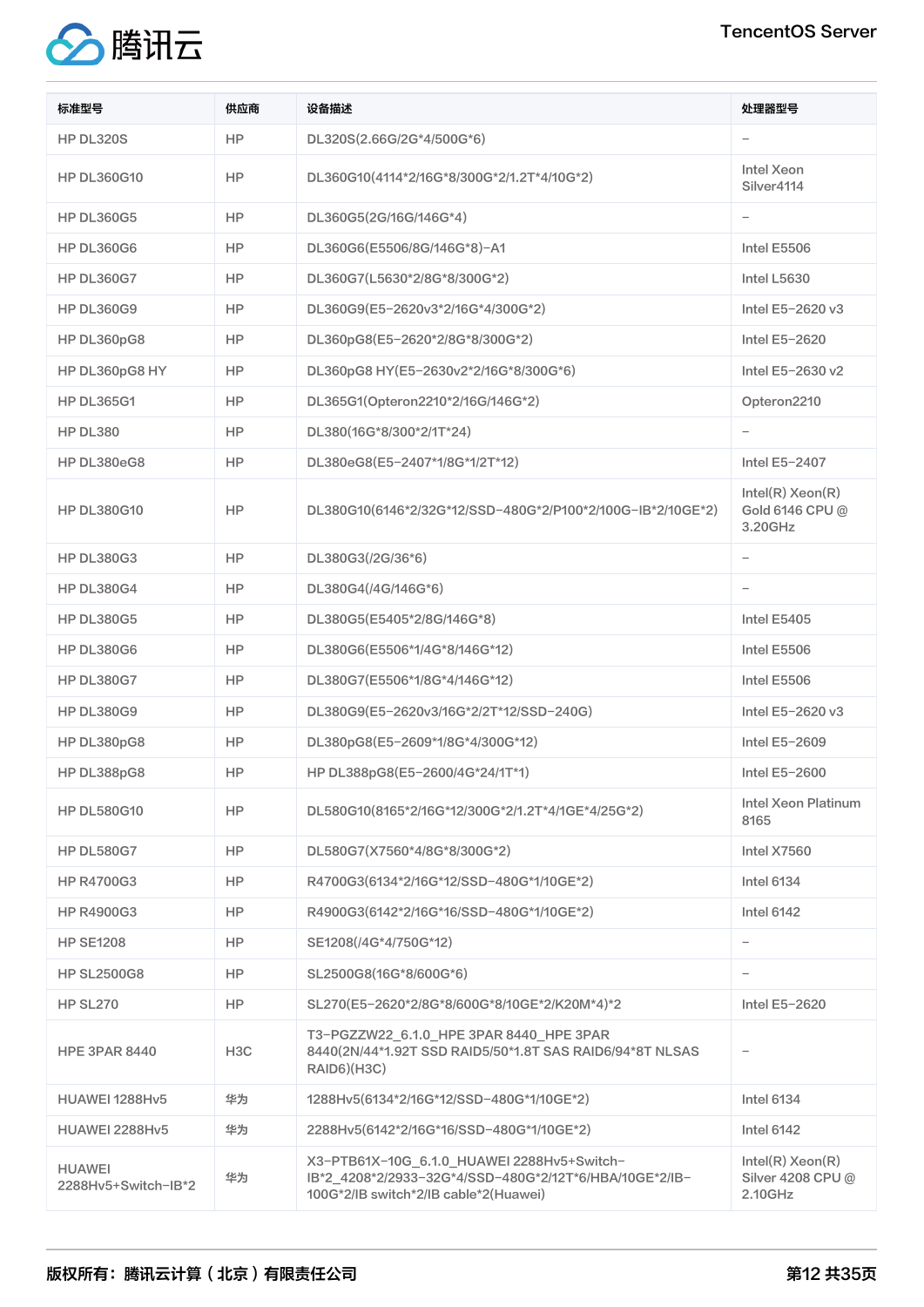| 标准型号 | 供应商 | 设备描述 | 处理器型号 |
| --- | --- | --- | --- |
| HP DL320S | HP | DL320S(2.66G/2G*4/500G*6) | – |
| HP DL360G10 | HP | DL360G10(4114*2/16G*8/300G*2/1.2T*4/10G*2) | Intel Xeon Silver4114 |
| HP DL360G5 | HP | DL360G5(2G/16G/146G*4) | – |
| HP DL360G6 | HP | DL360G6(E5506/8G/146G*8)–A1 | Intel E5506 |
| HP DL360G7 | HP | DL360G7(L5630*2/8G*8/300G*2) | Intel L5630 |
| HP DL360G9 | HP | DL360G9(E5–2620v3*2/16G*4/300G*2) | Intel E5–2620 v3 |
| HP DL360pG8 | HP | DL360pG8(E5–2620*2/8G*8/300G*2) | Intel E5–2620 |
| HP DL360pG8 HY | HP | DL360pG8 HY(E5–2630v2*2/16G*8/300G*6) | Intel E5–2630 v2 |
| HP DL365G1 | HP | DL365G1(Opteron2210*2/16G/146G*2) | Opteron2210 |
| HP DL380 | HP | DL380(16G*8/300*2/1T*24) | – |
| HP DL380eG8 | HP | DL380eG8(E5–2407*1/8G*1/2T*12) | Intel E5–2407 |
| HP DL380G10 | HP | DL380G10(6146*2/32G*12/SSD–480G*2/P100*2/100G–IB*2/10GE*2) | Intel(R) Xeon(R) Gold 6146 CPU @ 3.20GHz |
| HP DL380G3 | HP | DL380G3(/2G/36*6) | – |
| HP DL380G4 | HP | DL380G4(/4G/146G*6) | – |
| HP DL380G5 | HP | DL380G5(E5405*2/8G/146G*8) | Intel E5405 |
| HP DL380G6 | HP | DL380G6(E5506*1/4G*8/146G*12) | Intel E5506 |
| HP DL380G7 | HP | DL380G7(E5506*1/8G*4/146G*12) | Intel E5506 |
| HP DL380G9 | HP | DL380G9(E5–2620v3/16G*2/2T*12/SSD–240G) | Intel E5–2620 v3 |
| HP DL380pG8 | HP | DL380pG8(E5–2609*1/8G*4/300G*12) | Intel E5–2609 |
| HP DL388pG8 | HP | HP DL388pG8(E5–2600/4G*24/1T*1) | Intel E5–2600 |
| HP DL580G10 | HP | DL580G10(8165*2/16G*12/300G*2/1.2T*4/1GE*4/25G*2) | Intel Xeon Platinum 8165 |
| HP DL580G7 | HP | DL580G7(X7560*4/8G*8/300G*2) | Intel X7560 |
| HP R4700G3 | HP | R4700G3(6134*2/16G*12/SSD–480G*1/10GE*2) | Intel 6134 |
| HP R4900G3 | HP | R4900G3(6142*2/16G*16/SSD–480G*1/10GE*2) | Intel 6142 |
| HP SE1208 | HP | SE1208(/4G*4/750G*12) | – |
| HP SL2500G8 | HP | SL2500G8(16G*8/600G*6) | – |
| HP SL270 | HP | SL270(E5–2620*2/8G*8/600G*8/10GE*2/K20M*4)*2 | Intel E5–2620 |
| HPE 3PAR 8440 | H3C | T3–PGZZW22_6.1.0_HPE 3PAR 8440_HPE 3PAR 8440(2N/44*1.92T SSD RAID5/50*1.8T SAS RAID6/94*8T NLSAS RAID6)(H3C) | – |
| HUAWEI 1288Hv5 | 华为 | 1288Hv5(6134*2/16G*12/SSD–480G*1/10GE*2) | Intel 6134 |
| HUAWEI 2288Hv5 | 华为 | 2288Hv5(6142*2/16G*16/SSD–480G*1/10GE*2) | Intel 6142 |
| HUAWEI 2288Hv5+Switch–IB*2 | 华为 | X3–PTB61X–10G_6.1.0_HUAWEI 2288Hv5+Switch–IB*2_4208*2/2933–32G*4/SSD–480G*2/12T*6/HBA/10GE*2/IB–100G*2/IB switch*2/IB cable*2(Huawei) | Intel(R) Xeon(R) Silver 4208 CPU @ 2.10GHz |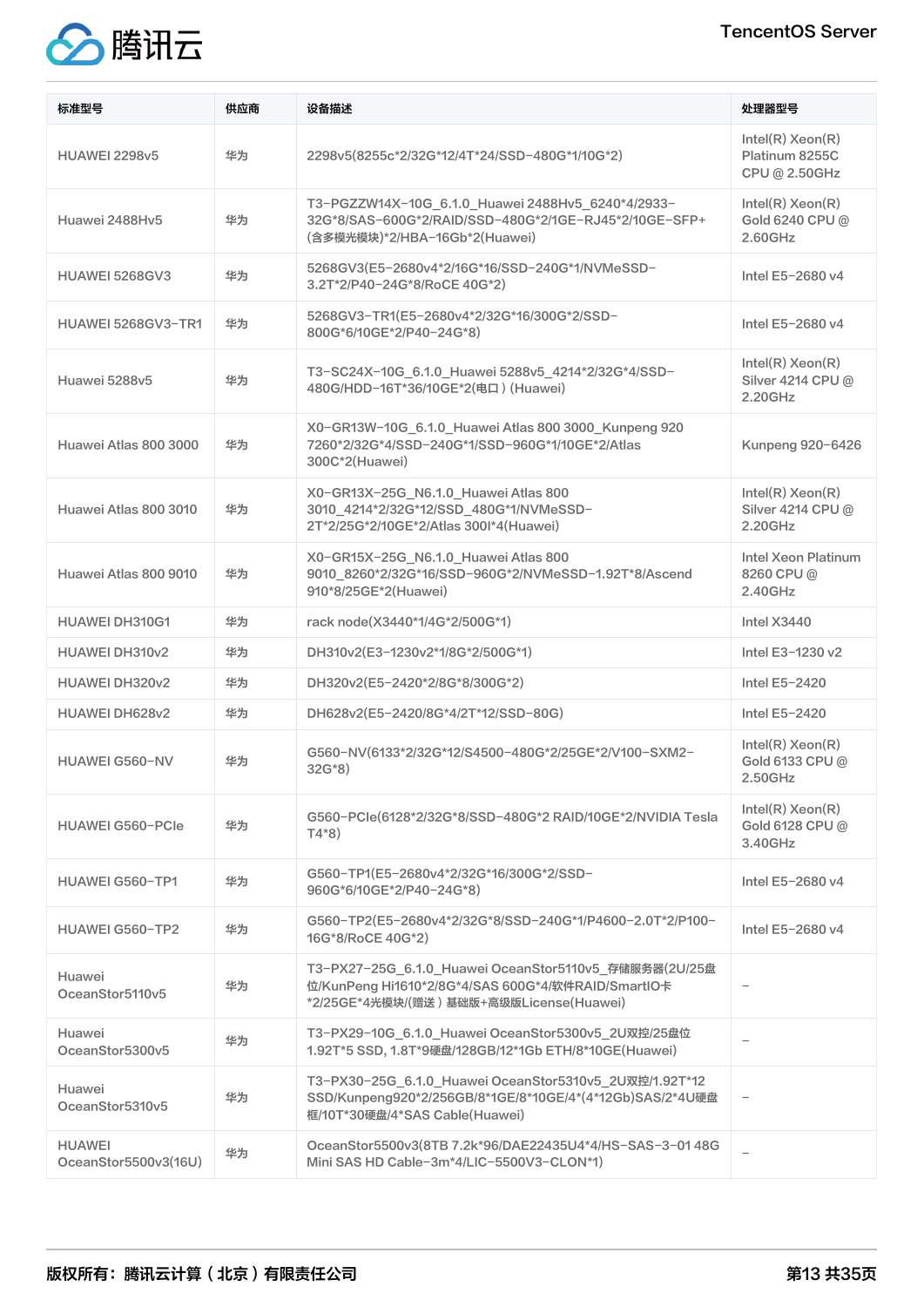| 标准型号 | 供应商 | 设备描述 | 处理器型号 |
| --- | --- | --- | --- |
| HUAWEI 2298v5 | 华为 | 2298v5(8255c*2/32G*12/4T*24/SSD-480G*1/10G*2) | Intel(R) Xeon(R) Platinum 8255C CPU @ 2.50GHz |
| Huawei 2488Hv5 | 华为 | T3-PGZZW14X-10G_6.1.0_Huawei 2488Hv5_6240*4/2933-32G*8/SAS-600G*2/RAID/SSD-480G*2/1GE-RJ45*2/10GE-SFP+(含多模光模块)*2/HBA-16Gb*2(Huawei) | Intel(R) Xeon(R) Gold 6240 CPU @ 2.60GHz |
| HUAWEI 5268GV3 | 华为 | 5268GV3(E5-2680v4*2/16G*16/SSD-240G*1/NVMeSSD-3.2T*2/P40-24G*8/RoCE 40G*2) | Intel E5-2680 v4 |
| HUAWEI 5268GV3-TR1 | 华为 | 5268GV3-TR1(E5-2680v4*2/32G*16/300G*2/SSD-800G*6/10GE*2/P40-24G*8) | Intel E5-2680 v4 |
| Huawei 5288v5 | 华为 | T3-SC24X-10G_6.1.0_Huawei 5288v5_4214*2/32G*4/SSD-480G/HDD-16T*36/10GE*2(电口)(Huawei) | Intel(R) Xeon(R) Silver 4214 CPU @ 2.20GHz |
| Huawei Atlas 800 3000 | 华为 | X0-GR13W-10G_6.1.0_Huawei Atlas 800 3000_Kunpeng 920 7260*2/32G*4/SSD-240G*1/SSD-960G*1/10GE*2/Atlas 300C*2(Huawei) | Kunpeng 920-6426 |
| Huawei Atlas 800 3010 | 华为 | X0-GR13X-25G_N6.1.0_Huawei Atlas 800 3010_4214*2/32G*12/SSD_480G*1/NVMeSSD-2T*2/25GE*2/10GE*2/Atlas 300I*4(Huawei) | Intel(R) Xeon(R) Silver 4214 CPU @ 2.20GHz |
| Huawei Atlas 800 9010 | 华为 | X0-GR15X-25G_N6.1.0_Huawei Atlas 800 9010_8260*2/32G*16/SSD-960G*2/NVMeSSD-1.92T*8/Ascend 910*8/25GE*2(Huawei) | Intel Xeon Platinum 8260 CPU @ 2.40GHz |
| HUAWEI DH310G1 | 华为 | rack node(X3440*1/4G*2/500G*1) | Intel X3440 |
| HUAWEI DH310v2 | 华为 | DH310v2(E3-1230v2*1/8G*2/500G*1) | Intel E3-1230 v2 |
| HUAWEI DH320v2 | 华为 | DH320v2(E5-2420*2/8G*8/300G*2) | Intel E5-2420 |
| HUAWEI DH628v2 | 华为 | DH628v2(E5-2420/8G*4/2T*12/SSD-80G) | Intel E5-2420 |
| HUAWEI G560-NV | 华为 | G560-NV(6133*2/32G*12/S4500-480G*2/25GE*2/V100-SXM2-32G*8) | Intel(R) Xeon(R) Gold 6133 CPU @ 2.50GHz |
| HUAWEI G560-PCIe | 华为 | G560-PCIe(6128*2/32G*8/SSD-480G*2 RAID/10GE*2/NVIDIA Tesla T4*8) | Intel(R) Xeon(R) Gold 6128 CPU @ 3.40GHz |
| HUAWEI G560-TP1 | 华为 | G560-TP1(E5-2680v4*2/32G*16/300G*2/SSD-960G*6/10GE*2/P40-24G*8) | Intel E5-2680 v4 |
| HUAWEI G560-TP2 | 华为 | G560-TP2(E5-2680v4*2/32G*8/SSD-240G*1/P4600-2.0T*2/P100-16G*8/RoCE 40G*2) | Intel E5-2680 v4 |
| Huawei OceanStor5110v5 | 华为 | T3-PX27-25G_6.1.0_Huawei OceanStor5110v5_存储服务器(2U/25盘位/KunPeng Hi1610*2/8G*4/SAS 600G*4/软件RAID/SmartIO卡*2/25GE*4光模块/(赠送)基础版+高级版License(Huawei) | - |
| Huawei OceanStor5300v5 | 华为 | T3-PX29-10G_6.1.0_Huawei OceanStor5300v5_2U双控/25盘位 1.92T*5 SSD, 1.8T*9硬盘/128GB/12*1Gb ETH/8*10GE(Huawei) | - |
| Huawei OceanStor5310v5 | 华为 | T3-PX30-25G_6.1.0_Huawei OceanStor5310v5_2U双控/1.92T*12 SSD/Kunpeng920*2/256GB/8*1GE/8*10GE/4*(4*12Gb)SAS/2*4U硬盘框/10T*30硬盘/4*SAS Cable(Huawei) | - |
| HUAWEI OceanStor5500v3(16U) | 华为 | OceanStor5500v3(8TB 7.2k*96/DAE22435U4*4/HS-SAS-3-01 48G Mini SAS HD Cable-3m*4/LIC-5500V3-CLON*1) | - |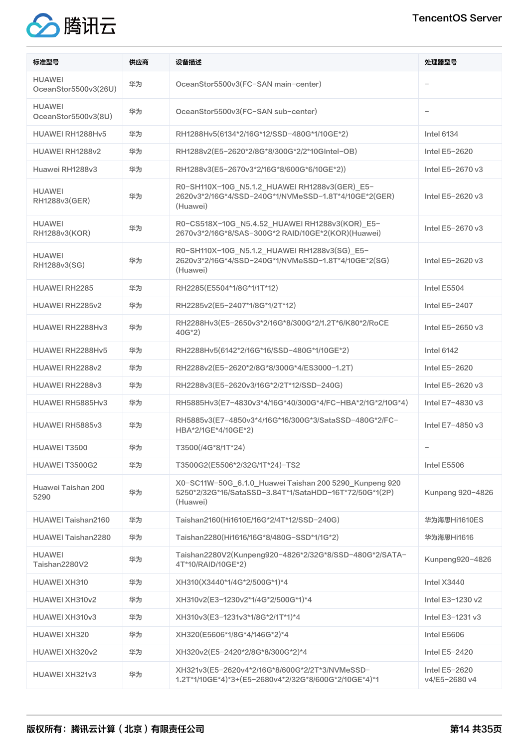| 标准型号 | 供应商 | 设备描述 | 处理器型号 |
|---|---|---|---|
| HUAWEI OceanStor5500v3(26U) | 华为 | OceanStor5500v3(FC-SAN main-center) | – |
| HUAWEI OceanStor5500v3(8U) | 华为 | OceanStor5500v3(FC-SAN sub-center) | – |
| HUAWEI RH1288Hv5 | 华为 | RH1288Hv5(6134*2/16G*12/SSD-480G*1/10GE*2) | Intel 6134 |
| HUAWEI RH1288v2 | 华为 | RH1288v2(E5-2620*2/8G*8/300G*2/2*10GIntel-OB) | Intel E5-2620 |
| Huawei RH1288v3 | 华为 | RH1288v3(E5-2670v3*2/16G*8/600G*6/10GE*2)) | Intel E5-2670 v3 |
| HUAWEI RH1288v3(GER) | 华为 | R0-SH110X-10G_N5.1.2_HUAWEI RH1288v3(GER)_E5-2620v3*2/16G*4/SSD-240G*1/NVMeSSD-1.8T*4/10GE*2(GER)(Huawei) | Intel E5-2620 v3 |
| HUAWEI RH1288v3(KOR) | 华为 | R0-CS518X-10G_N5.4.52_HUAWEI RH1288v3(KOR)_E5-2670v3*2/16G*8/SAS-300G*2 RAID/10GE*2(KOR)(Huawei) | Intel E5-2670 v3 |
| HUAWEI RH1288v3(SG) | 华为 | R0-SH110X-10G_N5.1.2_HUAWEI RH1288v3(SG)_E5-2620v3*2/16G*4/SSD-240G*1/NVMeSSD-1.8T*4/10GE*2(SG)(Huawei) | Intel E5-2620 v3 |
| HUAWEI RH2285 | 华为 | RH2285(E5504*1/8G*1/1T*12) | Intel E5504 |
| HUAWEI RH2285v2 | 华为 | RH2285v2(E5-2407*1/8G*1/2T*12) | Intel E5-2407 |
| HUAWEI RH2288Hv3 | 华为 | RH2288Hv3(E5-2650v3*2/16G*8/300G*2/1.2T*6/K80*2/RoCE 40G*2) | Intel E5-2650 v3 |
| HUAWEI RH2288Hv5 | 华为 | RH2288Hv5(6142*2/16G*16/SSD-480G*1/10GE*2) | Intel 6142 |
| HUAWEI RH2288v2 | 华为 | RH2288v2(E5-2620*2/8G*8/300G*4/ES3000-1.2T) | Intel E5-2620 |
| HUAWEI RH2288v3 | 华为 | RH2288v3(E5-2620v3/16G*2/2T*12/SSD-240G) | Intel E5-2620 v3 |
| HUAWEI RH5885Hv3 | 华为 | RH5885Hv3(E7-4830v3*4/16G*40/300G*4/FC-HBA*2/1G*2/10G*4) | Intel E7-4830 v3 |
| HUAWEI RH5885v3 | 华为 | RH5885v3(E7-4850v3*4/16G*16/300G*3/SataSSD-480G*2/FC-HBA*2/1GE*4/10GE*2) | Intel E7-4850 v3 |
| HUAWEI T3500 | 华为 | T3500(/4G*8/1T*24) | – |
| HUAWEI T3500G2 | 华为 | T3500G2(E5506*2/32G/1T*24)-TS2 | Intel E5506 |
| Huawei Taishan 200 5290 | 华为 | X0-SC11W-50G_6.1.0_Huawei Taishan 200 5290_Kunpeng 920 5250*2/32G*16/SataSSD-3.84T*1/SataHDD-16T*72/50G*1(2P)(Huawei) | Kunpeng 920-4826 |
| HUAWEI Taishan2160 | 华为 | Taishan2160(Hi1610E/16G*2/4T*12/SSD-240G) | 华为海思Hi1610ES |
| HUAWEI Taishan2280 | 华为 | Taishan2280(Hi1616/16G*8/480G-SSD*1/1G*2) | 华为海思Hi1616 |
| HUAWEI Taishan2280V2 | 华为 | Taishan2280V2(Kunpeng920-4826*2/32G*8/SSD-480G*2/SATA-4T*10/RAID/10GE*2) | Kunpeng920-4826 |
| HUAWEI XH310 | 华为 | XH310(X3440*1/4G*2/500G*1)*4 | Intel X3440 |
| HUAWEI XH310v2 | 华为 | XH310v2(E3-1230v2*1/4G*2/500G*1)*4 | Intel E3-1230 v2 |
| HUAWEI XH310v3 | 华为 | XH310v3(E3-1231v3*1/8G*2/1T*1)*4 | Intel E3-1231 v3 |
| HUAWEI XH320 | 华为 | XH320(E5606*1/8G*4/146G*2)*4 | Intel E5606 |
| HUAWEI XH320v2 | 华为 | XH320v2(E5-2420*2/8G*8/300G*2)*4 | Intel E5-2420 |
| HUAWEI XH321v3 | 华为 | XH321v3(E5-2620v4*2/16G*8/600G*2/2T*3/NVMeSSD-1.2T*1/10GE*4)*3+(E5-2680v4*2/32G*8/600G*2/10GE*4)*1 | Intel E5-2620 v4/E5-2680 v4 |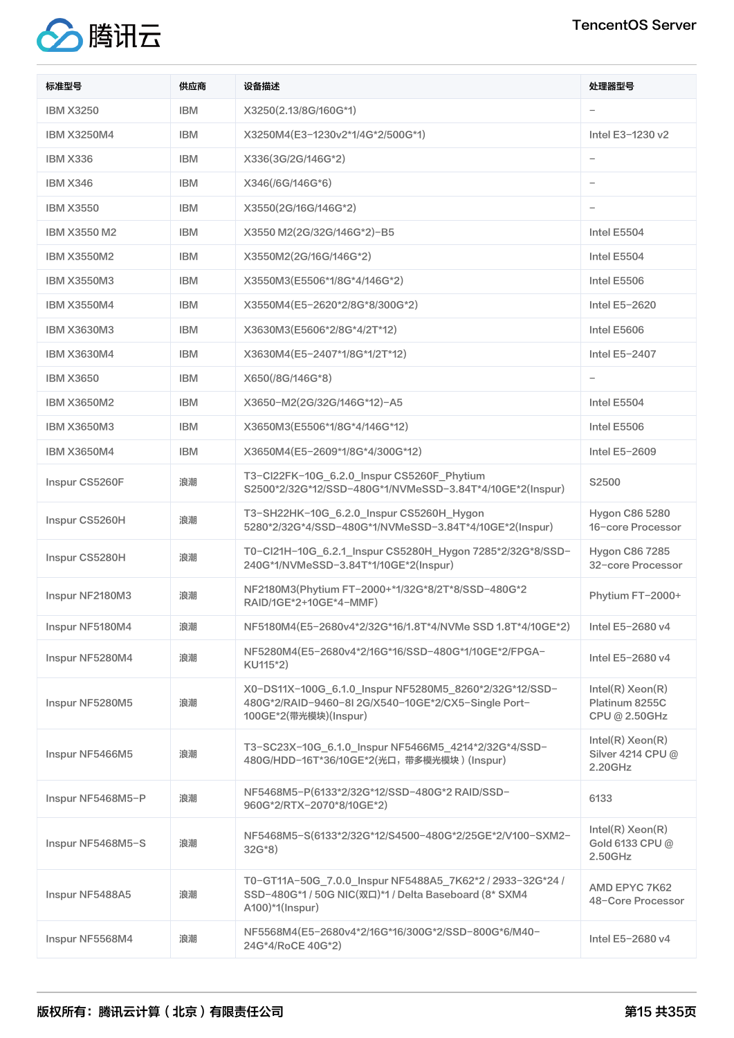| 标准型号 | 供应商 | 设备描述 | 处理器型号 |
| --- | --- | --- | --- |
| IBM X3250 | IBM | X3250(2.13/8G/160G*1) | - |
| IBM X3250M4 | IBM | X3250M4(E3-1230v2*1/4G*2/500G*1) | Intel E3-1230 v2 |
| IBM X336 | IBM | X336(3G/2G/146G*2) | - |
| IBM X346 | IBM | X346(/6G/146G*6) | - |
| IBM X3550 | IBM | X3550(2G/16G/146G*2) | - |
| IBM X3550 M2 | IBM | X3550 M2(2G/32G/146G*2)-B5 | Intel E5504 |
| IBM X3550M2 | IBM | X3550M2(2G/16G/146G*2) | Intel E5504 |
| IBM X3550M3 | IBM | X3550M3(E5506*1/8G*4/146G*2) | Intel E5506 |
| IBM X3550M4 | IBM | X3550M4(E5-2620*2/8G*8/300G*2) | Intel E5-2620 |
| IBM X3630M3 | IBM | X3630M3(E5606*2/8G*4/2T*12) | Intel E5606 |
| IBM X3630M4 | IBM | X3630M4(E5-2407*1/8G*1/2T*12) | Intel E5-2407 |
| IBM X3650 | IBM | X650(/8G/146G*8) | - |
| IBM X3650M2 | IBM | X3650-M2(2G/32G/146G*12)-A5 | Intel E5504 |
| IBM X3650M3 | IBM | X3650M3(E5506*1/8G*4/146G*12) | Intel E5506 |
| IBM X3650M4 | IBM | X3650M4(E5-2609*1/8G*4/300G*12) | Intel E5-2609 |
| Inspur CS5260F | 浪潮 | T3-CI22FK-10G_6.2.0_Inspur CS5260F_Phytium S2500*2/32G*12/SSD-480G*1/NVMeSSD-3.84T*4/10GE*2(Inspur) | S2500 |
| Inspur CS5260H | 浪潮 | T3-SH22HK-10G_6.2.0_Inspur CS5260H_Hygon 5280*2/32G*4/SSD-480G*1/NVMeSSD-3.84T*4/10GE*2(Inspur) | Hygon C86 5280 16-core Processor |
| Inspur CS5280H | 浪潮 | T0-CI21H-10G_6.2.1_Inspur CS5280H_Hygon 7285*2/32G*8/SSD-240G*1/NVMeSSD-3.84T*1/10GE*2(Inspur) | Hygon C86 7285 32-core Processor |
| Inspur NF2180M3 | 浪潮 | NF2180M3(Phytium FT-2000+*1/32G*8/2T*8/SSD-480G*2 RAID/1GE*2+10GE*4-MMF) | Phytium FT-2000+ |
| Inspur NF5180M4 | 浪潮 | NF5180M4(E5-2680v4*2/32G*16/1.8T*4/NVMe SSD 1.8T*4/10GE*2) | Intel E5-2680 v4 |
| Inspur NF5280M4 | 浪潮 | NF5280M4(E5-2680v4*2/16G*16/SSD-480G*1/10GE*2/FPGA-KU115*2) | Intel E5-2680 v4 |
| Inspur NF5280M5 | 浪潮 | X0-DS11X-100G_6.1.0_Inspur NF5280M5_8260*2/32G*12/SSD-480G*2/RAID-9460-8I 2G/X540-10GE*2/CX5-Single Port-100GE*2(带光模块)(Inspur) | Intel(R) Xeon(R) Platinum 8255C CPU @ 2.50GHz |
| Inspur NF5466M5 | 浪潮 | T3-SC23X-10G_6.1.0_Inspur NF5466M5_4214*2/32G*4/SSD-480G/HDD-16T*36/10GE*2(光口，带多模光模块）(Inspur) | Intel(R) Xeon(R) Silver 4214 CPU @ 2.20GHz |
| Inspur NF5468M5-P | 浪潮 | NF5468M5-P(6133*2/32G*12/SSD-480G*2 RAID/SSD-960G*2/RTX-2070*8/10GE*2) | 6133 |
| Inspur NF5468M5-S | 浪潮 | NF5468M5-S(6133*2/32G*12/S4500-480G*2/25GE*2/V100-SXM2-32G*8) | Intel(R) Xeon(R) Gold 6133 CPU @ 2.50GHz |
| Inspur NF5488A5 | 浪潮 | T0-GT11A-50G_7.0.0_Inspur NF5488A5_7K62*2 / 2933-32G*24 / SSD-480G*1 / 50G NIC(双口)*1 / Delta Baseboard (8* SXM4 A100)*1(Inspur) | AMD EPYC 7K62 48-Core Processor |
| Inspur NF5568M4 | 浪潮 | NF5568M4(E5-2680v4*2/16G*16/300G*2/SSD-800G*6/M40-24G*4/RoCE 40G*2) | Intel E5-2680 v4 |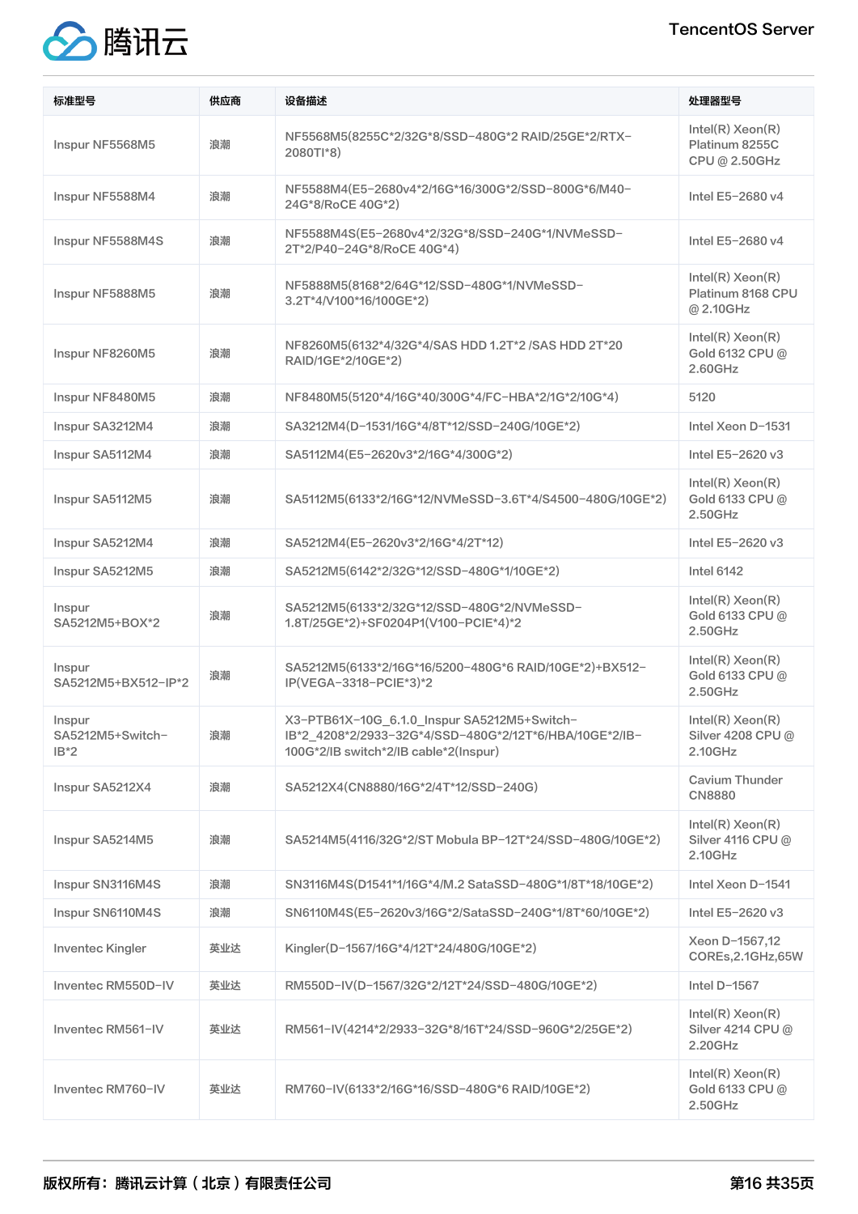| 标准型号 | 供应商 | 设备描述 | 处理器型号 |
| --- | --- | --- | --- |
| Inspur NF5568M5 | 浪潮 | NF5568M5(8255C*2/32G*8/SSD-480G*2 RAID/25GE*2/RTX-2080TI*8) | Intel(R) Xeon(R) Platinum 8255C CPU @ 2.50GHz |
| Inspur NF5588M4 | 浪潮 | NF5588M4(E5-2680v4*2/16G*16/300G*2/SSD-800G*6/M40-24G*8/RoCE 40G*2) | Intel E5-2680 v4 |
| Inspur NF5588M4S | 浪潮 | NF5588M4S(E5-2680v4*2/32G*8/SSD-240G*1/NVMeSSD-2T*2/P40-24G*8/RoCE 40G*4) | Intel E5-2680 v4 |
| Inspur NF5888M5 | 浪潮 | NF5888M5(8168*2/64G*12/SSD-480G*1/NVMeSSD-3.2T*4/V100*16/100GE*2) | Intel(R) Xeon(R) Platinum 8168 CPU @ 2.10GHz |
| Inspur NF8260M5 | 浪潮 | NF8260M5(6132*4/32G*4/SAS HDD 1.2T*2 /SAS HDD 2T*20 RAID/1GE*2/10GE*2) | Intel(R) Xeon(R) Gold 6132 CPU @ 2.60GHz |
| Inspur NF8480M5 | 浪潮 | NF8480M5(5120*4/16G*40/300G*4/FC-HBA*2/1G*2/10G*4) | 5120 |
| Inspur SA3212M4 | 浪潮 | SA3212M4(D-1531/16G*4/8T*12/SSD-240G/10GE*2) | Intel Xeon D-1531 |
| Inspur SA5112M4 | 浪潮 | SA5112M4(E5-2620v3*2/16G*4/300G*2) | Intel E5-2620 v3 |
| Inspur SA5112M5 | 浪潮 | SA5112M5(6133*2/16G*12/NVMeSSD-3.6T*4/S4500-480G/10GE*2) | Intel(R) Xeon(R) Gold 6133 CPU @ 2.50GHz |
| Inspur SA5212M4 | 浪潮 | SA5212M4(E5-2620v3*2/16G*4/2T*12) | Intel E5-2620 v3 |
| Inspur SA5212M5 | 浪潮 | SA5212M5(6142*2/32G*12/SSD-480G*1/10GE*2) | Intel 6142 |
| Inspur SA5212M5+BOX*2 | 浪潮 | SA5212M5(6133*2/32G*12/SSD-480G*2/NVMeSSD-1.8T/25GE*2)+SF0204P1(V100-PCIE*4)*2 | Intel(R) Xeon(R) Gold 6133 CPU @ 2.50GHz |
| Inspur SA5212M5+BX512-IP*2 | 浪潮 | SA5212M5(6133*2/16G*16/5200-480G*6 RAID/10GE*2)+BX512-IP(VEGA-3318-PCIE*3)*2 | Intel(R) Xeon(R) Gold 6133 CPU @ 2.50GHz |
| Inspur SA5212M5+Switch-IB*2 | 浪潮 | X3-PTB61X-10G_6.1.0_Inspur SA5212M5+Switch-IB*2_4208*2/2933-32G*4/SSD-480G*2/12T*6/HBA/10GE*2/IB-100G*2/IB switch*2/IB cable*2(Inspur) | Intel(R) Xeon(R) Silver 4208 CPU @ 2.10GHz |
| Inspur SA5212X4 | 浪潮 | SA5212X4(CN8880/16G*2/4T*12/SSD-240G) | Cavium Thunder CN8880 |
| Inspur SA5214M5 | 浪潮 | SA5214M5(4116/32G*2/ST Mobula BP-12T*24/SSD-480G/10GE*2) | Intel(R) Xeon(R) Silver 4116 CPU @ 2.10GHz |
| Inspur SN3116M4S | 浪潮 | SN3116M4S(D1541*1/16G*4/M.2 SataSSD-480G*1/8T*18/10GE*2) | Intel Xeon D-1541 |
| Inspur SN6110M4S | 浪潮 | SN6110M4S(E5-2620v3/16G*2/SataSSD-240G*1/8T*60/10GE*2) | Intel E5-2620 v3 |
| Inventec Kingler | 英业达 | Kingler(D-1567/16G*4/12T*24/480G/10GE*2) | Xeon D-1567,12 COREs,2.1GHz,65W |
| Inventec RM550D-IV | 英业达 | RM550D-IV(D-1567/32G*2/12T*24/SSD-480G/10GE*2) | Intel D-1567 |
| Inventec RM561-IV | 英业达 | RM561-IV(4214*2/2933-32G*8/16T*24/SSD-960G*2/25GE*2) | Intel(R) Xeon(R) Silver 4214 CPU @ 2.20GHz |
| Inventec RM760-IV | 英业达 | RM760-IV(6133*2/16G*16/SSD-480G*6 RAID/10GE*2) | Intel(R) Xeon(R) Gold 6133 CPU @ 2.50GHz |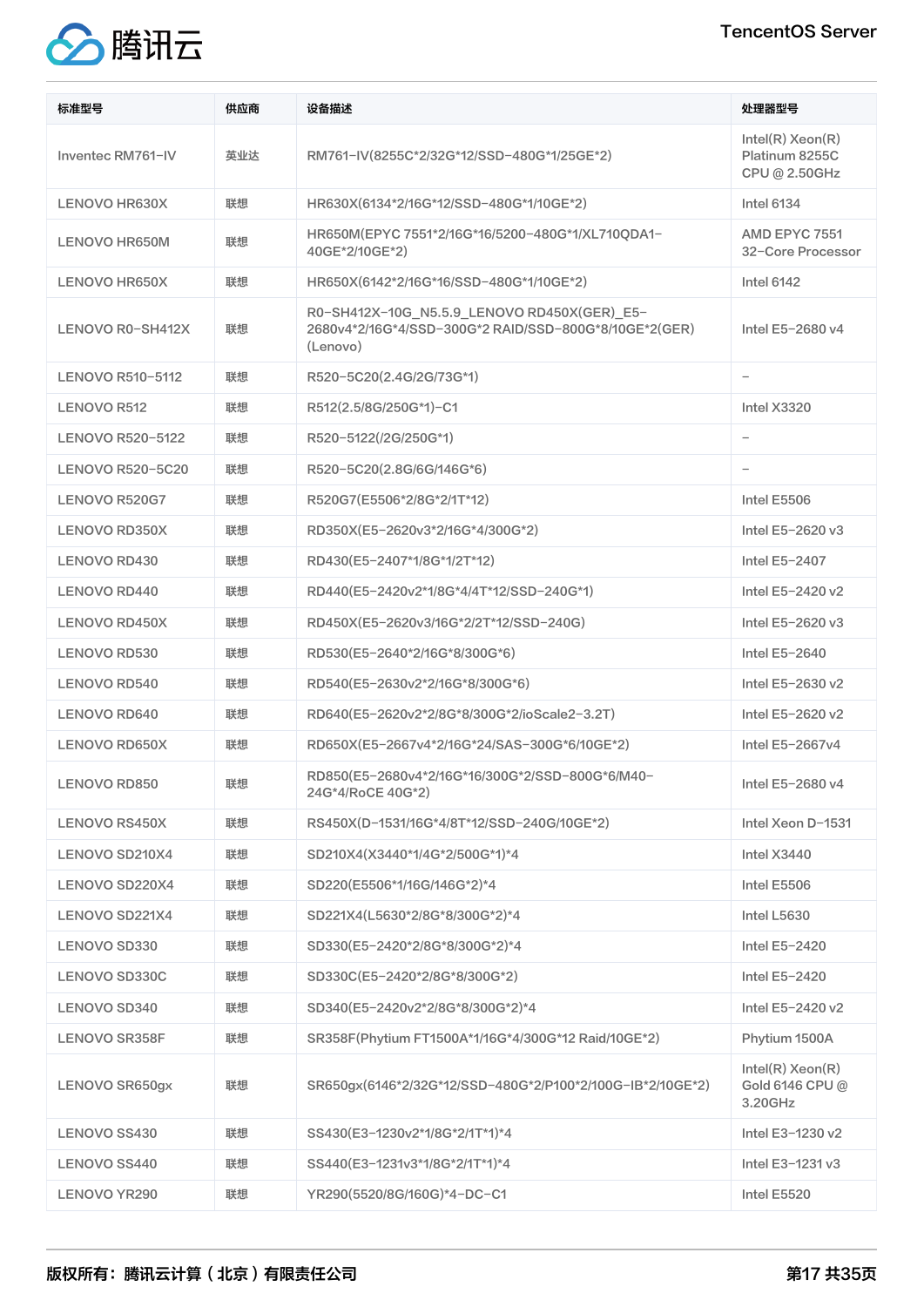| 标准型号 | 供应商 | 设备描述 | 处理器型号 |
|---|---|---|---|
| Inventec RM761-IV | 英业达 | RM761-IV(8255C*2/32G*12/SSD-480G*1/25GE*2) | Intel(R) Xeon(R) Platinum 8255C CPU @ 2.50GHz |
| LENOVO HR630X | 联想 | HR630X(6134*2/16G*12/SSD-480G*1/10GE*2) | Intel 6134 |
| LENOVO HR650M | 联想 | HR650M(EPYC 7551*2/16G*16/5200-480G*1/XL710QDA1-40GE*2/10GE*2) | AMD EPYC 7551 32-Core Processor |
| LENOVO HR650X | 联想 | HR650X(6142*2/16G*16/SSD-480G*1/10GE*2) | Intel 6142 |
| LENOVO R0-SH412X | 联想 | R0-SH412X-10G_N5.5.9_LENOVO RD450X(GER)_E5-2680v4*2/16G*4/SSD-300G*2 RAID/SSD-800G*8/10GE*2(GER)(Lenovo) | Intel E5-2680 v4 |
| LENOVO R510-5112 | 联想 | R520-5C20(2.4G/2G/73G*1) | - |
| LENOVO R512 | 联想 | R512(2.5/8G/250G*1)-C1 | Intel X3320 |
| LENOVO R520-5122 | 联想 | R520-5122(/2G/250G*1) | - |
| LENOVO R520-5C20 | 联想 | R520-5C20(2.8G/6G/146G*6) | - |
| LENOVO R520G7 | 联想 | R520G7(E5506*2/8G*2/1T*12) | Intel E5506 |
| LENOVO RD350X | 联想 | RD350X(E5-2620v3*2/16G*4/300G*2) | Intel E5-2620 v3 |
| LENOVO RD430 | 联想 | RD430(E5-2407*1/8G*1/2T*12) | Intel E5-2407 |
| LENOVO RD440 | 联想 | RD440(E5-2420v2*1/8G*4/4T*12/SSD-240G*1) | Intel E5-2420 v2 |
| LENOVO RD450X | 联想 | RD450X(E5-2620v3/16G*2/2T*12/SSD-240G) | Intel E5-2620 v3 |
| LENOVO RD530 | 联想 | RD530(E5-2640*2/16G*8/300G*6) | Intel E5-2640 |
| LENOVO RD540 | 联想 | RD540(E5-2630v2*2/16G*8/300G*6) | Intel E5-2630 v2 |
| LENOVO RD640 | 联想 | RD640(E5-2620v2*2/8G*8/300G*2/ioScale2-3.2T) | Intel E5-2620 v2 |
| LENOVO RD650X | 联想 | RD650X(E5-2667v4*2/16G*24/SAS-300G*6/10GE*2) | Intel E5-2667v4 |
| LENOVO RD850 | 联想 | RD850(E5-2680v4*2/16G*16/300G*2/SSD-800G*6/M40-24G*4/RoCE 40G*2) | Intel E5-2680 v4 |
| LENOVO RS450X | 联想 | RS450X(D-1531/16G*4/8T*12/SSD-240G/10GE*2) | Intel Xeon D-1531 |
| LENOVO SD210X4 | 联想 | SD210X4(X3440*1/4G*2/500G*1)*4 | Intel X3440 |
| LENOVO SD220X4 | 联想 | SD220(E5506*1/16G/146G*2)*4 | Intel E5506 |
| LENOVO SD221X4 | 联想 | SD221X4(L5630*2/8G*8/300G*2)*4 | Intel L5630 |
| LENOVO SD330 | 联想 | SD330(E5-2420*2/8G*8/300G*2)*4 | Intel E5-2420 |
| LENOVO SD330C | 联想 | SD330C(E5-2420*2/8G*8/300G*2) | Intel E5-2420 |
| LENOVO SD340 | 联想 | SD340(E5-2420v2*2/8G*8/300G*2)*4 | Intel E5-2420 v2 |
| LENOVO SR358F | 联想 | SR358F(Phytium FT1500A*1/16G*4/300G*12 Raid/10GE*2) | Phytium 1500A |
| LENOVO SR650gx | 联想 | SR650gx(6146*2/32G*12/SSD-480G*2/P100*2/100G-IB*2/10GE*2) | Intel(R) Xeon(R) Gold 6146 CPU @ 3.20GHz |
| LENOVO SS430 | 联想 | SS430(E3-1230v2*1/8G*2/1T*1)*4 | Intel E3-1230 v2 |
| LENOVO SS440 | 联想 | SS440(E3-1231v3*1/8G*2/1T*1)*4 | Intel E3-1231 v3 |
| LENOVO YR290 | 联想 | YR290(5520/8G/160G)*4-DC-C1 | Intel E5520 |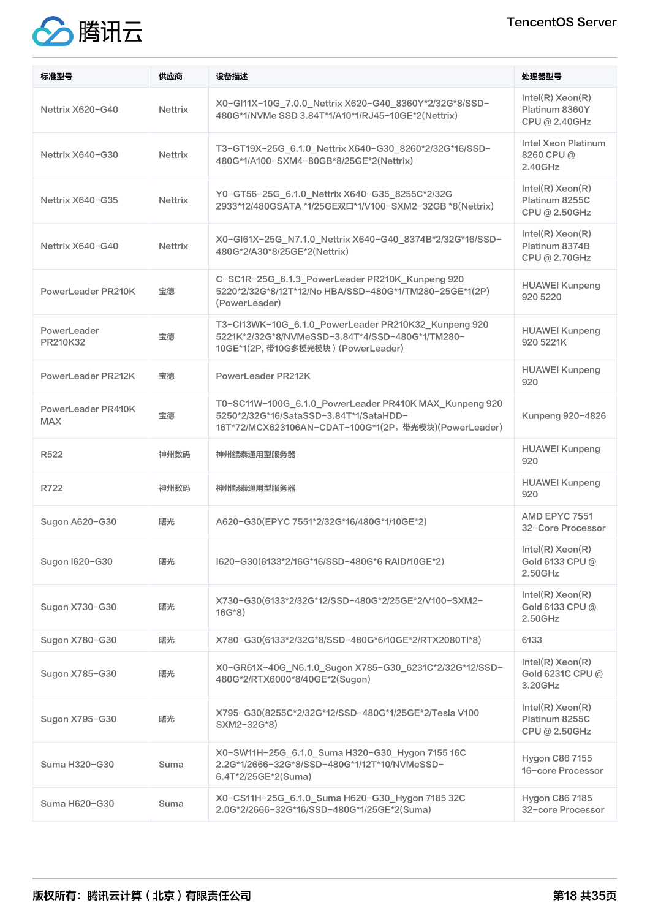| 标准型号 | 供应商 | 设备描述 | 处理器型号 |
|---|---|---|---|
| Nettrix X620-G40 | Nettrix | X0-GI11X-10G_7.0.0_Nettrix X620-G40_8360Y*2/32G*8/SSD-480G*1/NVMe SSD 3.84T*1/A10*1/RJ45-10GE*2(Nettrix) | Intel(R) Xeon(R) Platinum 8360Y CPU @ 2.40GHz |
| Nettrix X640-G30 | Nettrix | T3-GT19X-25G_6.1.0_Nettrix X640-G30_8260*2/32G*16/SSD-480G*1/A100-SXM4-80GB*8/25GE*2(Nettrix) | Intel Xeon Platinum 8260 CPU @ 2.40GHz |
| Nettrix X640-G35 | Nettrix | Y0-GT56-25G_6.1.0_Nettrix X640-G35_8255C*2/32G 2933*12/480GSATA *1/25GE双口*1/V100-SXM2-32GB *8(Nettrix) | Intel(R) Xeon(R) Platinum 8255C CPU @ 2.50GHz |
| Nettrix X640-G40 | Nettrix | X0-GI61X-25G_N7.1.0_Nettrix X640-G40_8374B*2/32G*16/SSD-480G*2/A30*8/25GE*2(Nettrix) | Intel(R) Xeon(R) Platinum 8374B CPU @ 2.70GHz |
| PowerLeader PR210K | 宝德 | C-SC1R-25G_6.1.3_PowerLeader PR210K_Kunpeng 920 5220*2/32G*8/12T*12/No HBA/SSD-480G*1/TM280-25GE*1(2P)(PowerLeader) | HUAWEI Kunpeng 920 5220 |
| PowerLeader PR210K32 | 宝德 | T3-CI13WK-10G_6.1.0_PowerLeader PR210K32_Kunpeng 920 5221K*2/32G*8/NVMeSSD-3.84T*4/SSD-480G*1/TM280-10GE*1(2P, 带10G多模光模块 ) (PowerLeader) | HUAWEI Kunpeng 920 5221K |
| PowerLeader PR212K | 宝德 | PowerLeader PR212K | HUAWEI Kunpeng 920 |
| PowerLeader PR410K MAX | 宝德 | T0-SC11W-100G_6.1.0_PowerLeader PR410K MAX_Kunpeng 920 5250*2/32G*16/SataSSD-3.84T*1/SataHDD-16T*72/MCX623106AN-CDAT-100G*1(2P，带光模块)(PowerLeader) | Kunpeng 920-4826 |
| R522 | 神州数码 | 神州鲲泰通用型服务器 | HUAWEI Kunpeng 920 |
| R722 | 神州数码 | 神州鲲泰通用型服务器 | HUAWEI Kunpeng 920 |
| Sugon A620-G30 | 曙光 | A620-G30(EPYC 7551*2/32G*16/480G*1/10GE*2) | AMD EPYC 7551 32-Core Processor |
| Sugon I620-G30 | 曙光 | I620-G30(6133*2/16G*16/SSD-480G*6 RAID/10GE*2) | Intel(R) Xeon(R) Gold 6133 CPU @ 2.50GHz |
| Sugon X730-G30 | 曙光 | X730-G30(6133*2/32G*12/SSD-480G*2/25GE*2/V100-SXM2-16G*8) | Intel(R) Xeon(R) Gold 6133 CPU @ 2.50GHz |
| Sugon X780-G30 | 曙光 | X780-G30(6133*2/32G*8/SSD-480G*6/10GE*2/RTX2080TI*8) | 6133 |
| Sugon X785-G30 | 曙光 | X0-GR61X-40G_N6.1.0_Sugon X785-G30_6231C*2/32G*12/SSD-480G*2/RTX6000*8/40GE*2(Sugon) | Intel(R) Xeon(R) Gold 6231C CPU @ 3.20GHz |
| Sugon X795-G30 | 曙光 | X795-G30(8255C*2/32G*12/SSD-480G*1/25GE*2/Tesla V100 SXM2-32G*8) | Intel(R) Xeon(R) Platinum 8255C CPU @ 2.50GHz |
| Suma H320-G30 | Suma | X0-SW11H-25G_6.1.0_Suma H320-G30_Hygon 7155 16C 2.2G*1/2666-32G*8/SSD-480G*1/12T*10/NVMeSSD-6.4T*2/25GE*2(Suma) | Hygon C86 7155 16-core Processor |
| Suma H620-G30 | Suma | X0-CS11H-25G_6.1.0_Suma H620-G30_Hygon 7185 32C 2.0G*2/2666-32G*16/SSD-480G*1/25GE*2(Suma) | Hygon C86 7185 32-core Processor |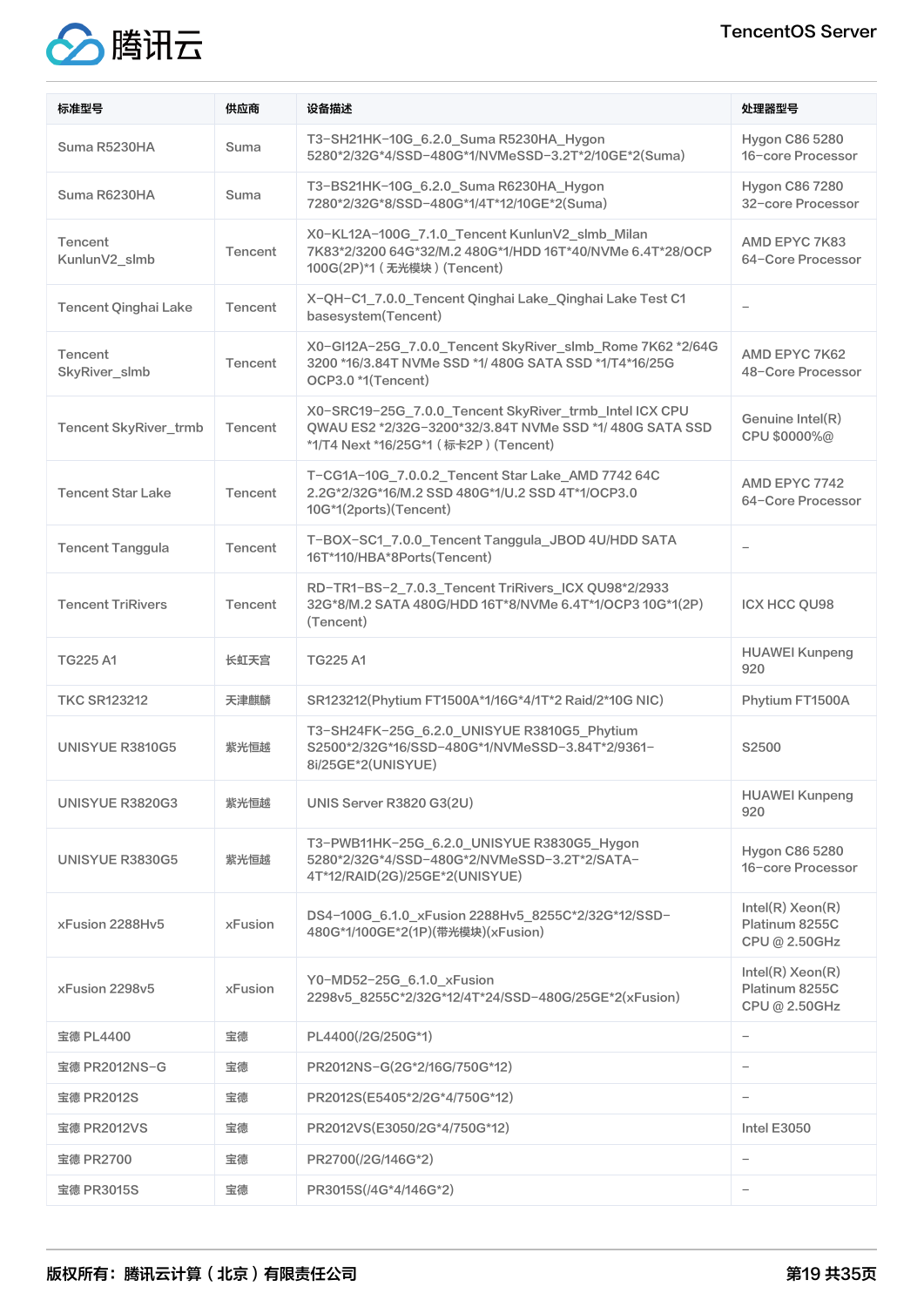| 标准型号 | 供应商 | 设备描述 | 处理器型号 |
| --- | --- | --- | --- |
| Suma R5230HA | Suma | T3-SH21HK-10G_6.2.0_Suma R5230HA_Hygon 5280*2/32G*4/SSD-480G*1/NVMeSSD-3.2T*2/10GE*2(Suma) | Hygon C86 5280 16-core Processor |
| Suma R6230HA | Suma | T3-BS21HK-10G_6.2.0_Suma R6230HA_Hygon 7280*2/32G*8/SSD-480G*1/4T*12/10GE*2(Suma) | Hygon C86 7280 32-core Processor |
| Tencent KunlunV2_slmb | Tencent | X0-KL12A-100G_7.1.0_Tencent KunlunV2_slmb_Milan 7K83*2/3200 64G*32/M.2 480G*1/HDD 16T*40/NVMe 6.4T*28/OCP 100G(2P)*1（无光模块）(Tencent) | AMD EPYC 7K83 64-Core Processor |
| Tencent Qinghai Lake | Tencent | X-QH-C1_7.0.0_Tencent Qinghai Lake_Qinghai Lake Test C1 basesystem(Tencent) | - |
| Tencent SkyRiver_slmb | Tencent | X0-GI12A-25G_7.0.0_Tencent SkyRiver_slmb_Rome 7K62 *2/64G 3200 *16/3.84T NVMe SSD *1/ 480G SATA SSD *1/T4*16/25G OCP3.0 *1(Tencent) | AMD EPYC 7K62 48-Core Processor |
| Tencent SkyRiver_trmb | Tencent | X0-SRC19-25G_7.0.0_Tencent SkyRiver_trmb_Intel ICX CPU QWAU ES2 *2/32G-3200*32/3.84T NVMe SSD *1/ 480G SATA SSD *1/T4 Next *16/25G*1（标卡2P）(Tencent) | Genuine Intel(R) CPU $0000%@ |
| Tencent Star Lake | Tencent | T-CG1A-10G_7.0.0.2_Tencent Star Lake_AMD 7742 64C 2.2G*2/32G*16/M.2 SSD 480G*1/U.2 SSD 4T*1/OCP3.0 10G*1(2ports)(Tencent) | AMD EPYC 7742 64-Core Processor |
| Tencent Tanggula | Tencent | T-BOX-SC1_7.0.0_Tencent Tanggula_JBOD 4U/HDD SATA 16T*110/HBA*8Ports(Tencent) | - |
| Tencent TriRivers | Tencent | RD-TR1-BS-2_7.0.3_Tencent TriRivers_ICX QU98*2/2933 32G*8/M.2 SATA 480G/HDD 16T*8/NVMe 6.4T*1/OCP3 10G*1(2P) (Tencent) | ICX HCC QU98 |
| TG225 A1 | 长虹天宫 | TG225 A1 | HUAWEI Kunpeng 920 |
| TKC SR123212 | 天津麒麟 | SR123212(Phytium FT1500A*1/16G*4/1T*2 Raid/2*10G NIC) | Phytium FT1500A |
| UNISYUE R3810G5 | 紫光恒越 | T3-SH24FK-25G_6.2.0_UNISYUE R3810G5_Phytium S2500*2/32G*16/SSD-480G*1/NVMeSSD-3.84T*2/9361-8i/25GE*2(UNISYUE) | S2500 |
| UNISYUE R3820G3 | 紫光恒越 | UNIS Server R3820 G3(2U) | HUAWEI Kunpeng 920 |
| UNISYUE R3830G5 | 紫光恒越 | T3-PWB11HK-25G_6.2.0_UNISYUE R3830G5_Hygon 5280*2/32G*4/SSD-480G*2/NVMeSSD-3.2T*2/SATA-4T*12/RAID(2G)/25GE*2(UNISYUE) | Hygon C86 5280 16-core Processor |
| xFusion 2288Hv5 | xFusion | DS4-100G_6.1.0_xFusion 2288Hv5_8255C*2/32G*12/SSD-480G*1/100GE*2(1P)(带光模块)(xFusion) | Intel(R) Xeon(R) Platinum 8255C CPU @ 2.50GHz |
| xFusion 2298v5 | xFusion | Y0-MD52-25G_6.1.0_xFusion 2298v5_8255C*2/32G*12/4T*24/SSD-480G/25GE*2(xFusion) | Intel(R) Xeon(R) Platinum 8255C CPU @ 2.50GHz |
| 宝德 PL4400 | 宝德 | PL4400(/2G/250G*1) | - |
| 宝德 PR2012NS-G | 宝德 | PR2012NS-G(2G*2/16G/750G*12) | - |
| 宝德 PR2012S | 宝德 | PR2012S(E5405*2/2G*4/750G*12) | - |
| 宝德 PR2012VS | 宝德 | PR2012VS(E3050/2G*4/750G*12) | Intel E3050 |
| 宝德 PR2700 | 宝德 | PR2700(/2G/146G*2) | - |
| 宝德 PR3015S | 宝德 | PR3015S(/4G*4/146G*2) | - |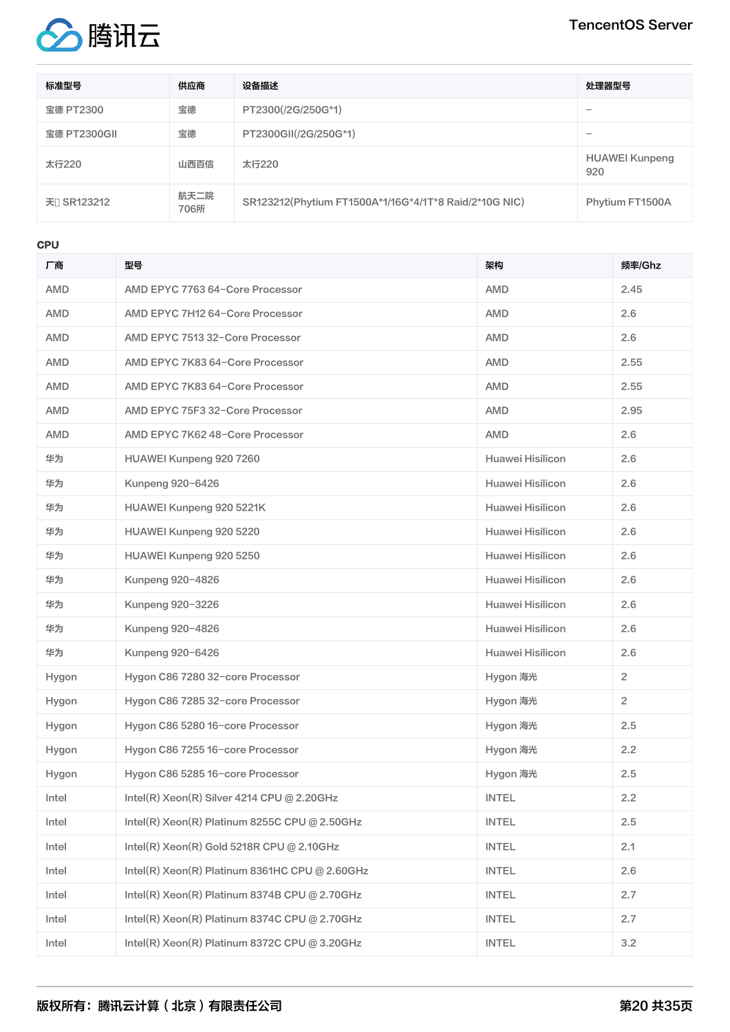| 标准型号 | 供应商 | 设备描述 | 处理器型号 |
| --- | --- | --- | --- |
| 宝德 PT2300 | 宝德 | PT2300(/2G/250G*1) | – |
| 宝德 PT2300GII | 宝德 | PT2300GII(/2G/250G*1) | – |
| 太行220 | 山西百信 | 太行220 | HUAWEI Kunpeng 920 |
| 天 SR123212 | 航天二院706所 | SR123212(Phytium FT1500A*1/16G*4/1T*8 Raid/2*10G NIC) | Phytium FT1500A |

CPU

| 厂商 | 型号 | 架构 | 频率/Ghz |
| --- | --- | --- | --- |
| AMD | AMD EPYC 7763 64–Core Processor | AMD | 2.45 |
| AMD | AMD EPYC 7H12 64–Core Processor | AMD | 2.6 |
| AMD | AMD EPYC 7513 32–Core Processor | AMD | 2.6 |
| AMD | AMD EPYC 7K83 64–Core Processor | AMD | 2.55 |
| AMD | AMD EPYC 7K83 64–Core Processor | AMD | 2.55 |
| AMD | AMD EPYC 75F3 32–Core Processor | AMD | 2.95 |
| AMD | AMD EPYC 7K62 48–Core Processor | AMD | 2.6 |
| 华为 | HUAWEI Kunpeng 920 7260 | Huawei Hisilicon | 2.6 |
| 华为 | Kunpeng 920–6426 | Huawei Hisilicon | 2.6 |
| 华为 | HUAWEI Kunpeng 920 5221K | Huawei Hisilicon | 2.6 |
| 华为 | HUAWEI Kunpeng 920 5220 | Huawei Hisilicon | 2.6 |
| 华为 | HUAWEI Kunpeng 920 5250 | Huawei Hisilicon | 2.6 |
| 华为 | Kunpeng 920–4826 | Huawei Hisilicon | 2.6 |
| 华为 | Kunpeng 920–3226 | Huawei Hisilicon | 2.6 |
| 华为 | Kunpeng 920–4826 | Huawei Hisilicon | 2.6 |
| 华为 | Kunpeng 920–6426 | Huawei Hisilicon | 2.6 |
| Hygon | Hygon C86 7280 32–core Processor | Hygon 海光 | 2 |
| Hygon | Hygon C86 7285 32–core Processor | Hygon 海光 | 2 |
| Hygon | Hygon C86 5280 16–core Processor | Hygon 海光 | 2.5 |
| Hygon | Hygon C86 7255 16–core Processor | Hygon 海光 | 2.2 |
| Hygon | Hygon C86 5285 16–core Processor | Hygon 海光 | 2.5 |
| Intel | Intel(R) Xeon(R) Silver 4214 CPU @ 2.20GHz | INTEL | 2.2 |
| Intel | Intel(R) Xeon(R) Platinum 8255C CPU @ 2.50GHz | INTEL | 2.5 |
| Intel | Intel(R) Xeon(R) Gold 5218R CPU @ 2.10GHz | INTEL | 2.1 |
| Intel | Intel(R) Xeon(R) Platinum 8361HC CPU @ 2.60GHz | INTEL | 2.6 |
| Intel | Intel(R) Xeon(R) Platinum 8374B CPU @ 2.70GHz | INTEL | 2.7 |
| Intel | Intel(R) Xeon(R) Platinum 8374C CPU @ 2.70GHz | INTEL | 2.7 |
| Intel | Intel(R) Xeon(R) Platinum 8372C CPU @ 3.20GHz | INTEL | 3.2 |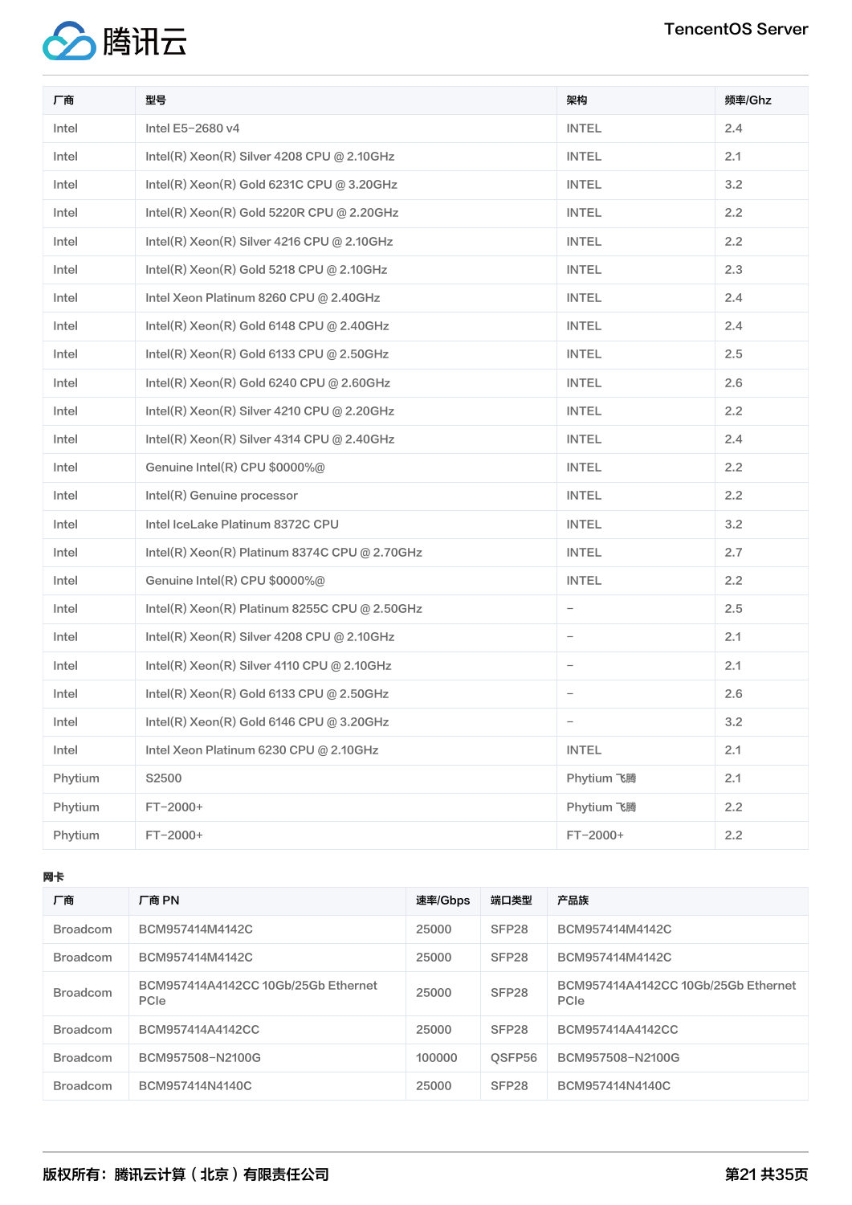| 厂商 | 型号 | 架构 | 频率/Ghz |
| --- | --- | --- | --- |
| Intel | Intel E5-2680 v4 | INTEL | 2.4 |
| Intel | Intel(R) Xeon(R) Silver 4208 CPU @ 2.10GHz | INTEL | 2.1 |
| Intel | Intel(R) Xeon(R) Gold 6231C CPU @ 3.20GHz | INTEL | 3.2 |
| Intel | Intel(R) Xeon(R) Gold 5220R CPU @ 2.20GHz | INTEL | 2.2 |
| Intel | Intel(R) Xeon(R) Silver 4216 CPU @ 2.10GHz | INTEL | 2.2 |
| Intel | Intel(R) Xeon(R) Gold 5218 CPU @ 2.10GHz | INTEL | 2.3 |
| Intel | Intel Xeon Platinum 8260 CPU @ 2.40GHz | INTEL | 2.4 |
| Intel | Intel(R) Xeon(R) Gold 6148 CPU @ 2.40GHz | INTEL | 2.4 |
| Intel | Intel(R) Xeon(R) Gold 6133 CPU @ 2.50GHz | INTEL | 2.5 |
| Intel | Intel(R) Xeon(R) Gold 6240 CPU @ 2.60GHz | INTEL | 2.6 |
| Intel | Intel(R) Xeon(R) Silver 4210 CPU @ 2.20GHz | INTEL | 2.2 |
| Intel | Intel(R) Xeon(R) Silver 4314 CPU @ 2.40GHz | INTEL | 2.4 |
| Intel | Genuine Intel(R) CPU $0000%@ | INTEL | 2.2 |
| Intel | Intel(R) Genuine processor | INTEL | 2.2 |
| Intel | Intel IceLake Platinum 8372C CPU | INTEL | 3.2 |
| Intel | Intel(R) Xeon(R) Platinum 8374C CPU @ 2.70GHz | INTEL | 2.7 |
| Intel | Genuine Intel(R) CPU $0000%@ | INTEL | 2.2 |
| Intel | Intel(R) Xeon(R) Platinum 8255C CPU @ 2.50GHz | - | 2.5 |
| Intel | Intel(R) Xeon(R) Silver 4208 CPU @ 2.10GHz | - | 2.1 |
| Intel | Intel(R) Xeon(R) Silver 4110 CPU @ 2.10GHz | - | 2.1 |
| Intel | Intel(R) Xeon(R) Gold 6133 CPU @ 2.50GHz | - | 2.6 |
| Intel | Intel(R) Xeon(R) Gold 6146 CPU @ 3.20GHz | - | 3.2 |
| Intel | Intel Xeon Platinum 6230 CPU @ 2.10GHz | INTEL | 2.1 |
| Phytium | S2500 | Phytium 飞腾 | 2.1 |
| Phytium | FT-2000+ | Phytium 飞腾 | 2.2 |
| Phytium | FT-2000+ | FT-2000+ | 2.2 |

**网卡**

| 厂商 | 厂商 PN | 速率/Gbps | 端口类型 | 产品族 |
| --- | --- | --- | --- | --- |
| Broadcom | BCM957414M4142C | 25000 | SFP28 | BCM957414M4142C |
| Broadcom | BCM957414M4142C | 25000 | SFP28 | BCM957414M4142C |
| Broadcom | BCM957414A4142CC 10Gb/25Gb Ethernet PCIe | 25000 | SFP28 | BCM957414A4142CC 10Gb/25Gb Ethernet PCIe |
| Broadcom | BCM957414A4142CC | 25000 | SFP28 | BCM957414A4142CC |
| Broadcom | BCM957508-N2100G | 100000 | QSFP56 | BCM957508-N2100G |
| Broadcom | BCM957414N4140C | 25000 | SFP28 | BCM957414N4140C |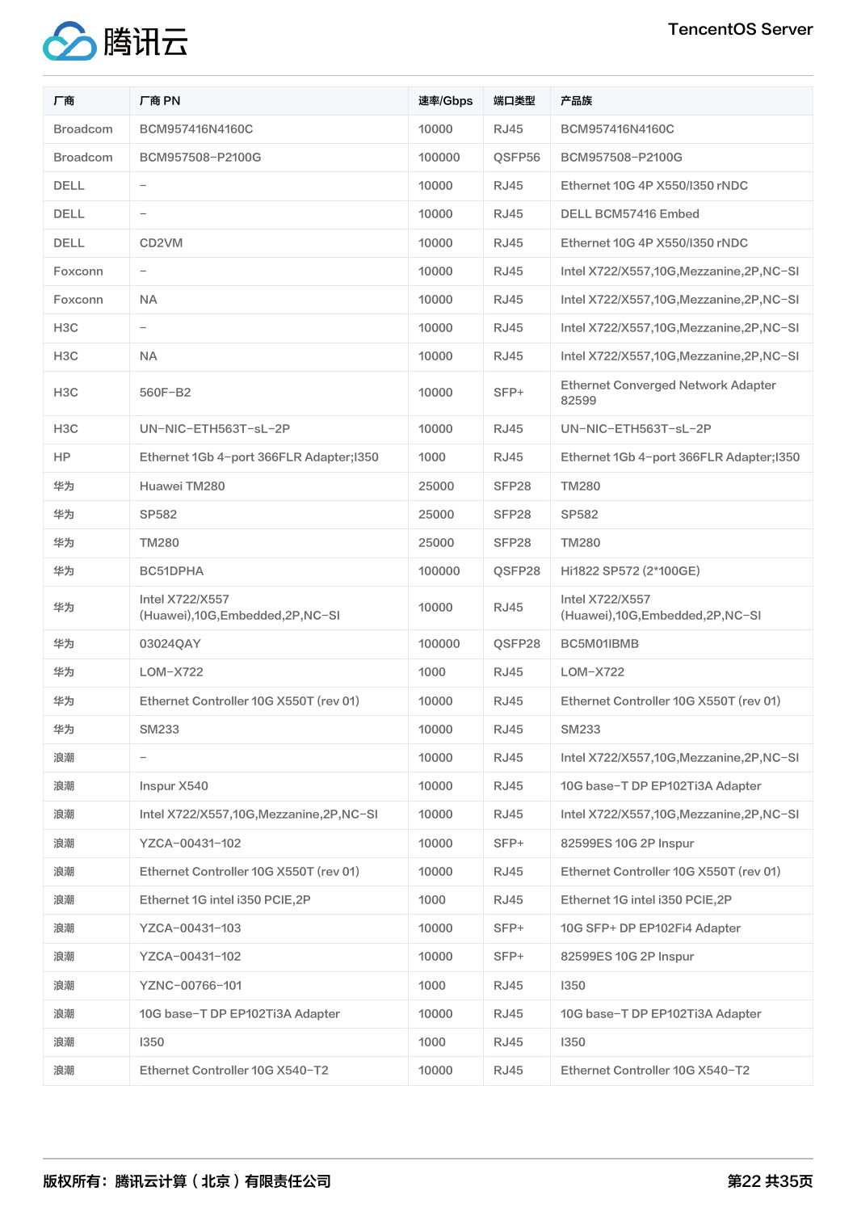| 厂商 | 厂商 PN | 速率/Gbps | 端口类型 | 产品族 |
|---|---|---|---|---|
| Broadcom | BCM957416N4160C | 10000 | RJ45 | BCM957416N4160C |
| Broadcom | BCM957508-P2100G | 100000 | QSFP56 | BCM957508-P2100G |
| DELL | - | 10000 | RJ45 | Ethernet 10G 4P X550/I350 rNDC |
| DELL | - | 10000 | RJ45 | DELL BCM57416 Embed |
| DELL | CD2VM | 10000 | RJ45 | Ethernet 10G 4P X550/I350 rNDC |
| Foxconn | - | 10000 | RJ45 | Intel X722/X557,10G,Mezzanine,2P,NC-SI |
| Foxconn | NA | 10000 | RJ45 | Intel X722/X557,10G,Mezzanine,2P,NC-SI |
| H3C | - | 10000 | RJ45 | Intel X722/X557,10G,Mezzanine,2P,NC-SI |
| H3C | NA | 10000 | RJ45 | Intel X722/X557,10G,Mezzanine,2P,NC-SI |
| H3C | 560F-B2 | 10000 | SFP+ | Ethernet Converged Network Adapter 82599 |
| H3C | UN-NIC-ETH563T-sL-2P | 10000 | RJ45 | UN-NIC-ETH563T-sL-2P |
| HP | Ethernet 1Gb 4-port 366FLR Adapter;I350 | 1000 | RJ45 | Ethernet 1Gb 4-port 366FLR Adapter;I350 |
| 华为 | Huawei TM280 | 25000 | SFP28 | TM280 |
| 华为 | SP582 | 25000 | SFP28 | SP582 |
| 华为 | TM280 | 25000 | SFP28 | TM280 |
| 华为 | BC51DPHA | 100000 | QSFP28 | Hi1822 SP572 (2*100GE) |
| 华为 | Intel X722/X557 (Huawei),10G,Embedded,2P,NC-SI | 10000 | RJ45 | Intel X722/X557 (Huawei),10G,Embedded,2P,NC-SI |
| 华为 | 03024QAY | 100000 | QSFP28 | BC5M01IBMB |
| 华为 | LOM-X722 | 1000 | RJ45 | LOM-X722 |
| 华为 | Ethernet Controller 10G X550T (rev 01) | 10000 | RJ45 | Ethernet Controller 10G X550T (rev 01) |
| 华为 | SM233 | 10000 | RJ45 | SM233 |
| 浪潮 | - | 10000 | RJ45 | Intel X722/X557,10G,Mezzanine,2P,NC-SI |
| 浪潮 | Inspur X540 | 10000 | RJ45 | 10G base-T DP EP102Ti3A Adapter |
| 浪潮 | Intel X722/X557,10G,Mezzanine,2P,NC-SI | 10000 | RJ45 | Intel X722/X557,10G,Mezzanine,2P,NC-SI |
| 浪潮 | YZCA-00431-102 | 10000 | SFP+ | 82599ES 10G 2P Inspur |
| 浪潮 | Ethernet Controller 10G X550T (rev 01) | 10000 | RJ45 | Ethernet Controller 10G X550T (rev 01) |
| 浪潮 | Ethernet 1G intel i350 PCIE,2P | 1000 | RJ45 | Ethernet 1G intel i350 PCIE,2P |
| 浪潮 | YZCA-00431-103 | 10000 | SFP+ | 10G SFP+ DP EP102Fi4 Adapter |
| 浪潮 | YZCA-00431-102 | 10000 | SFP+ | 82599ES 10G 2P Inspur |
| 浪潮 | YZNC-00766-101 | 1000 | RJ45 | I350 |
| 浪潮 | 10G base-T DP EP102Ti3A Adapter | 10000 | RJ45 | 10G base-T DP EP102Ti3A Adapter |
| 浪潮 | I350 | 1000 | RJ45 | I350 |
| 浪潮 | Ethernet Controller 10G X540-T2 | 10000 | RJ45 | Ethernet Controller 10G X540-T2 |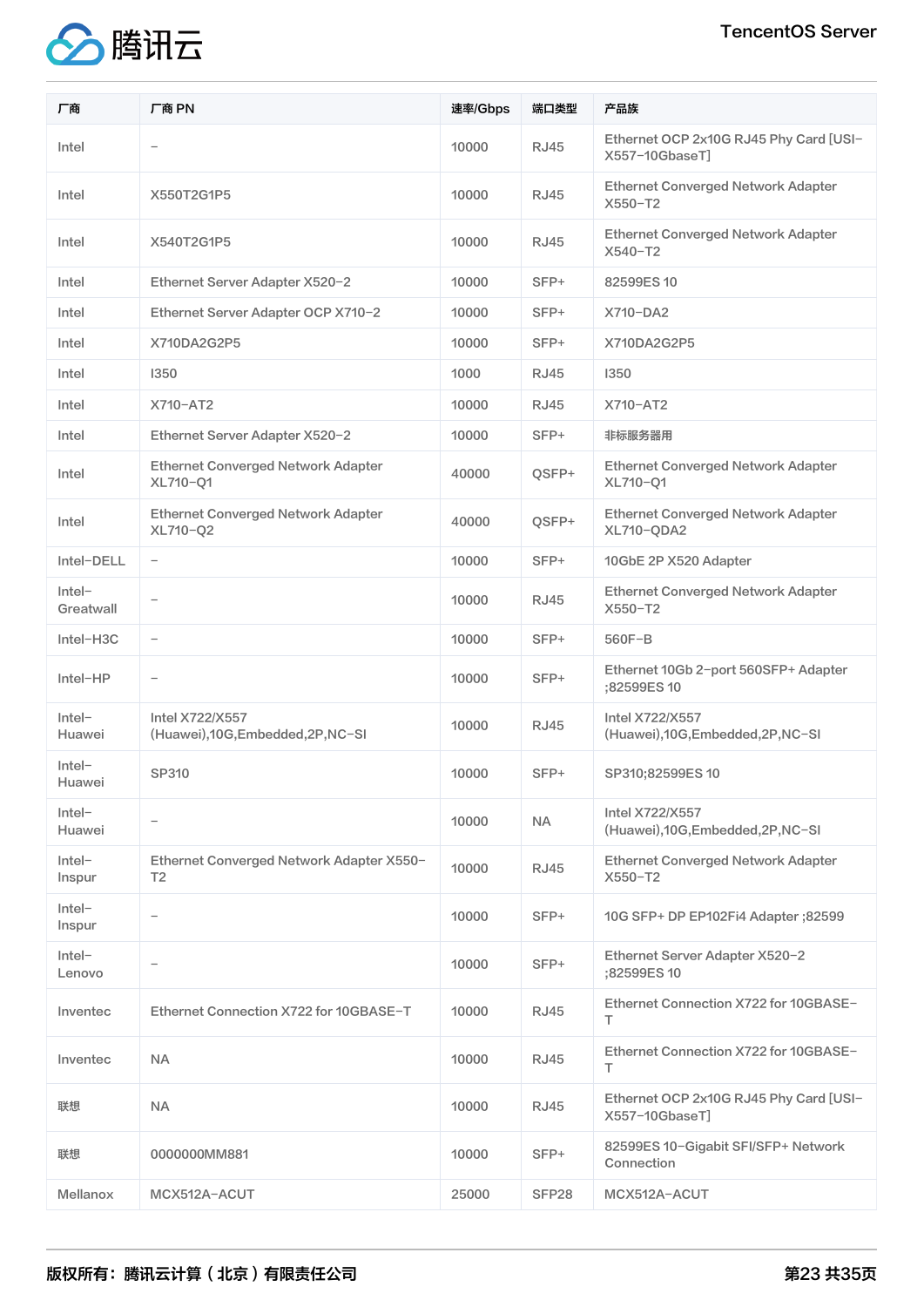| 厂商 | 厂商 PN | 速率/Gbps | 端口类型 | 产品族 |
| --- | --- | --- | --- | --- |
| Intel | – | 10000 | RJ45 | Ethernet OCP 2x10G RJ45 Phy Card [USI–X557–10GbaseT] |
| Intel | X550T2G1P5 | 10000 | RJ45 | Ethernet Converged Network Adapter X550–T2 |
| Intel | X540T2G1P5 | 10000 | RJ45 | Ethernet Converged Network Adapter X540–T2 |
| Intel | Ethernet Server Adapter X520–2 | 10000 | SFP+ | 82599ES 10 |
| Intel | Ethernet Server Adapter OCP X710–2 | 10000 | SFP+ | X710–DA2 |
| Intel | X710DA2G2P5 | 10000 | SFP+ | X710DA2G2P5 |
| Intel | I350 | 1000 | RJ45 | I350 |
| Intel | X710–AT2 | 10000 | RJ45 | X710–AT2 |
| Intel | Ethernet Server Adapter X520–2 | 10000 | SFP+ | 非标服务器用 |
| Intel | Ethernet Converged Network Adapter XL710–Q1 | 40000 | QSFP+ | Ethernet Converged Network Adapter XL710–Q1 |
| Intel | Ethernet Converged Network Adapter XL710–Q2 | 40000 | QSFP+ | Ethernet Converged Network Adapter XL710–QDA2 |
| Intel–DELL | – | 10000 | SFP+ | 10GbE 2P X520 Adapter |
| Intel–Greatwall | – | 10000 | RJ45 | Ethernet Converged Network Adapter X550–T2 |
| Intel–H3C | – | 10000 | SFP+ | 560F–B |
| Intel–HP | – | 10000 | SFP+ | Ethernet 10Gb 2–port 560SFP+ Adapter ;82599ES 10 |
| Intel–Huawei | Intel X722/X557 (Huawei),10G,Embedded,2P,NC–SI | 10000 | RJ45 | Intel X722/X557 (Huawei),10G,Embedded,2P,NC–SI |
| Intel–Huawei | SP310 | 10000 | SFP+ | SP310;82599ES 10 |
| Intel–Huawei | – | 10000 | NA | Intel X722/X557 (Huawei),10G,Embedded,2P,NC–SI |
| Intel–Inspur | Ethernet Converged Network Adapter X550–T2 | 10000 | RJ45 | Ethernet Converged Network Adapter X550–T2 |
| Intel–Inspur | – | 10000 | SFP+ | 10G SFP+ DP EP102Fi4 Adapter ;82599 |
| Intel–Lenovo | – | 10000 | SFP+ | Ethernet Server Adapter X520–2 ;82599ES 10 |
| Inventec | Ethernet Connection X722 for 10GBASE–T | 10000 | RJ45 | Ethernet Connection X722 for 10GBASE–T |
| Inventec | NA | 10000 | RJ45 | Ethernet Connection X722 for 10GBASE–T |
| 联想 | NA | 10000 | RJ45 | Ethernet OCP 2x10G RJ45 Phy Card [USI–X557–10GbaseT] |
| 联想 | 0000000MM881 | 10000 | SFP+ | 82599ES 10–Gigabit SFI/SFP+ Network Connection |
| Mellanox | MCX512A–ACUT | 25000 | SFP28 | MCX512A–ACUT |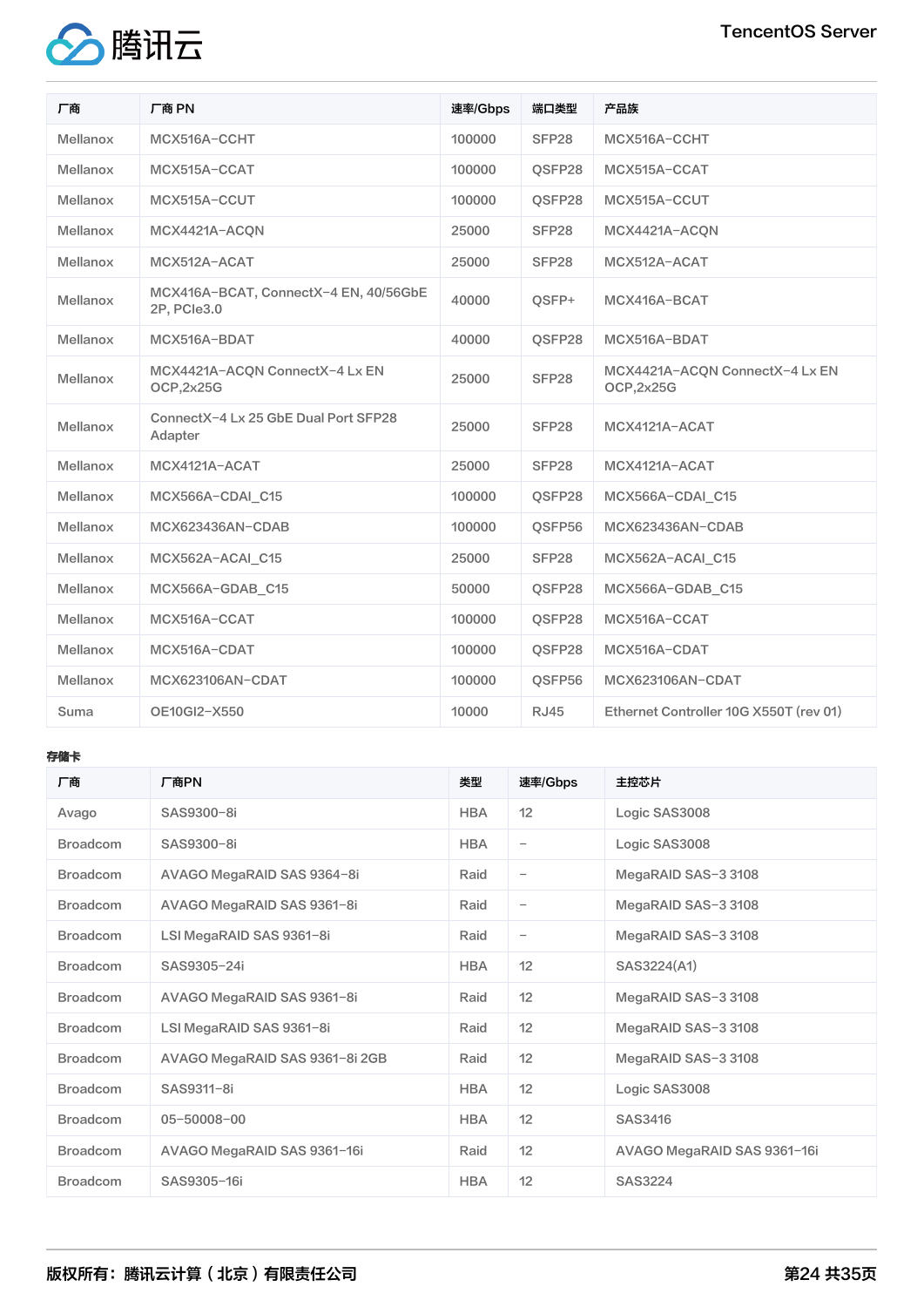| 厂商 | 厂商 PN | 速率/Gbps | 端口类型 | 产品族 |
|---|---|---|---|---|
| Mellanox | MCX516A-CCHT | 100000 | SFP28 | MCX516A-CCHT |
| Mellanox | MCX515A-CCAT | 100000 | QSFP28 | MCX515A-CCAT |
| Mellanox | MCX515A-CCUT | 100000 | QSFP28 | MCX515A-CCUT |
| Mellanox | MCX4421A-ACQN | 25000 | SFP28 | MCX4421A-ACQN |
| Mellanox | MCX512A-ACAT | 25000 | SFP28 | MCX512A-ACAT |
| Mellanox | MCX416A-BCAT, ConnectX-4 EN, 40/56GbE 2P, PCIe3.0 | 40000 | QSFP+ | MCX416A-BCAT |
| Mellanox | MCX516A-BDAT | 40000 | QSFP28 | MCX516A-BDAT |
| Mellanox | MCX4421A-ACQN ConnectX-4 Lx EN OCP,2x25G | 25000 | SFP28 | MCX4421A-ACQN ConnectX-4 Lx EN OCP,2x25G |
| Mellanox | ConnectX-4 Lx 25 GbE Dual Port SFP28 Adapter | 25000 | SFP28 | MCX4121A-ACAT |
| Mellanox | MCX4121A-ACAT | 25000 | SFP28 | MCX4121A-ACAT |
| Mellanox | MCX566A-CDAI_C15 | 100000 | QSFP28 | MCX566A-CDAI_C15 |
| Mellanox | MCX623436AN-CDAB | 100000 | QSFP56 | MCX623436AN-CDAB |
| Mellanox | MCX562A-ACAI_C15 | 25000 | SFP28 | MCX562A-ACAI_C15 |
| Mellanox | MCX566A-GDAB_C15 | 50000 | QSFP28 | MCX566A-GDAB_C15 |
| Mellanox | MCX516A-CCAT | 100000 | QSFP28 | MCX516A-CCAT |
| Mellanox | MCX516A-CDAT | 100000 | QSFP28 | MCX516A-CDAT |
| Mellanox | MCX623106AN-CDAT | 100000 | QSFP56 | MCX623106AN-CDAT |
| Suma | OE10GI2-X550 | 10000 | RJ45 | Ethernet Controller 10G X550T (rev 01) |

**存储卡**

| 厂商 | 厂商PN | 类型 | 速率/Gbps | 主控芯片 |
|---|---|---|---|---|
| Avago | SAS9300-8i | HBA | 12 | Logic SAS3008 |
| Broadcom | SAS9300-8i | HBA | - | Logic SAS3008 |
| Broadcom | AVAGO MegaRAID SAS 9364-8i | Raid | - | MegaRAID SAS-3 3108 |
| Broadcom | AVAGO MegaRAID SAS 9361-8i | Raid | - | MegaRAID SAS-3 3108 |
| Broadcom | LSI MegaRAID SAS 9361-8i | Raid | - | MegaRAID SAS-3 3108 |
| Broadcom | SAS9305-24i | HBA | 12 | SAS3224(A1) |
| Broadcom | AVAGO MegaRAID SAS 9361-8i | Raid | 12 | MegaRAID SAS-3 3108 |
| Broadcom | LSI MegaRAID SAS 9361-8i | Raid | 12 | MegaRAID SAS-3 3108 |
| Broadcom | AVAGO MegaRAID SAS 9361-8i 2GB | Raid | 12 | MegaRAID SAS-3 3108 |
| Broadcom | SAS9311-8i | HBA | 12 | Logic SAS3008 |
| Broadcom | 05-50008-00 | HBA | 12 | SAS3416 |
| Broadcom | AVAGO MegaRAID SAS 9361-16i | Raid | 12 | AVAGO MegaRAID SAS 9361-16i |
| Broadcom | SAS9305-16i | HBA | 12 | SAS3224 |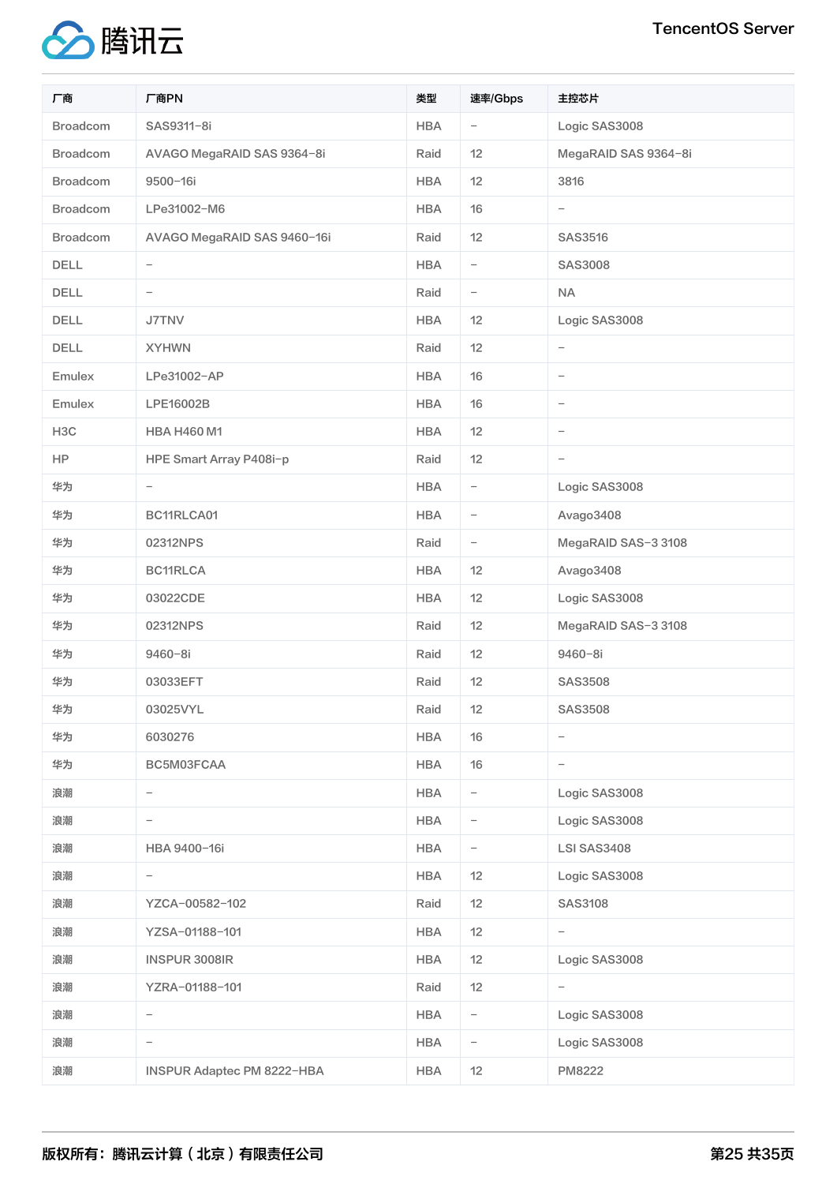| 厂商 | 厂商PN | 类型 | 速率/Gbps | 主控芯片 |
| --- | --- | --- | --- | --- |
| Broadcom | SAS9311-8i | HBA | - | Logic SAS3008 |
| Broadcom | AVAGO MegaRAID SAS 9364-8i | Raid | 12 | MegaRAID SAS 9364-8i |
| Broadcom | 9500-16i | HBA | 12 | 3816 |
| Broadcom | LPe31002-M6 | HBA | 16 | - |
| Broadcom | AVAGO MegaRAID SAS 9460-16i | Raid | 12 | SAS3516 |
| DELL | - | HBA | - | SAS3008 |
| DELL | - | Raid | - | NA |
| DELL | J7TNV | HBA | 12 | Logic SAS3008 |
| DELL | XYHWN | Raid | 12 | - |
| Emulex | LPe31002-AP | HBA | 16 | - |
| Emulex | LPE16002B | HBA | 16 | - |
| H3C | HBA H460 M1 | HBA | 12 | - |
| HP | HPE Smart Array P408i-p | Raid | 12 | - |
| 华为 | - | HBA | - | Logic SAS3008 |
| 华为 | BC11RLCA01 | HBA | - | Avago3408 |
| 华为 | 02312NPS | Raid | - | MegaRAID SAS-3 3108 |
| 华为 | BC11RLCA | HBA | 12 | Avago3408 |
| 华为 | 03022CDE | HBA | 12 | Logic SAS3008 |
| 华为 | 02312NPS | Raid | 12 | MegaRAID SAS-3 3108 |
| 华为 | 9460-8i | Raid | 12 | 9460-8i |
| 华为 | 03033EFT | Raid | 12 | SAS3508 |
| 华为 | 03025VYL | Raid | 12 | SAS3508 |
| 华为 | 6030276 | HBA | 16 | - |
| 华为 | BC5M03FCAA | HBA | 16 | - |
| 浪潮 | - | HBA | - | Logic SAS3008 |
| 浪潮 | - | HBA | - | Logic SAS3008 |
| 浪潮 | HBA 9400-16i | HBA | - | LSI SAS3408 |
| 浪潮 | - | HBA | 12 | Logic SAS3008 |
| 浪潮 | YZCA-00582-102 | Raid | 12 | SAS3108 |
| 浪潮 | YZSA-01188-101 | HBA | 12 | - |
| 浪潮 | INSPUR 3008IR | HBA | 12 | Logic SAS3008 |
| 浪潮 | YZRA-01188-101 | Raid | 12 | - |
| 浪潮 | - | HBA | - | Logic SAS3008 |
| 浪潮 | - | HBA | - | Logic SAS3008 |
| 浪潮 | INSPUR Adaptec PM 8222-HBA | HBA | 12 | PM8222 |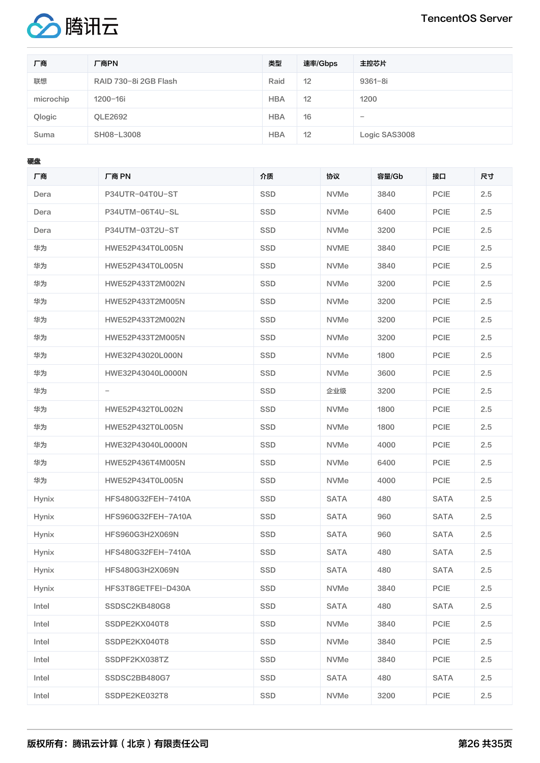| 厂商 | 厂商PN | 类型 | 速率/Gbps | 主控芯片 |
| --- | --- | --- | --- | --- |
| 联想 | RAID 730-8i 2GB Flash | Raid | 12 | 9361-8i |
| microchip | 1200-16i | HBA | 12 | 1200 |
| Qlogic | QLE2692 | HBA | 16 | - |
| Suma | SH08-L3008 | HBA | 12 | Logic SAS3008 |

**硬盘**

| 厂商 | 厂商 PN | 介质 | 协议 | 容量/Gb | 接口 | 尺寸 |
| --- | --- | --- | --- | --- | --- | --- |
| Dera | P34UTR-04T0U-ST | SSD | NVMe | 3840 | PCIE | 2.5 |
| Dera | P34UTM-06T4U-SL | SSD | NVMe | 6400 | PCIE | 2.5 |
| Dera | P34UTM-03T2U-ST | SSD | NVMe | 3200 | PCIE | 2.5 |
| 华为 | HWE52P434T0L005N | SSD | NVME | 3840 | PCIE | 2.5 |
| 华为 | HWE52P434T0L005N | SSD | NVMe | 3840 | PCIE | 2.5 |
| 华为 | HWE52P433T2M002N | SSD | NVMe | 3200 | PCIE | 2.5 |
| 华为 | HWE52P433T2M005N | SSD | NVMe | 3200 | PCIE | 2.5 |
| 华为 | HWE52P433T2M002N | SSD | NVMe | 3200 | PCIE | 2.5 |
| 华为 | HWE52P433T2M005N | SSD | NVMe | 3200 | PCIE | 2.5 |
| 华为 | HWE32P43020L000N | SSD | NVMe | 1800 | PCIE | 2.5 |
| 华为 | HWE32P43040L0000N | SSD | NVMe | 3600 | PCIE | 2.5 |
| 华为 | - | SSD | 企业级 | 3200 | PCIE | 2.5 |
| 华为 | HWE52P432T0L002N | SSD | NVMe | 1800 | PCIE | 2.5 |
| 华为 | HWE52P432T0L005N | SSD | NVMe | 1800 | PCIE | 2.5 |
| 华为 | HWE32P43040L0000N | SSD | NVMe | 4000 | PCIE | 2.5 |
| 华为 | HWE52P436T4M005N | SSD | NVMe | 6400 | PCIE | 2.5 |
| 华为 | HWE52P434T0L005N | SSD | NVMe | 4000 | PCIE | 2.5 |
| Hynix | HFS480G32FEH-7410A | SSD | SATA | 480 | SATA | 2.5 |
| Hynix | HFS960G32FEH-7A10A | SSD | SATA | 960 | SATA | 2.5 |
| Hynix | HFS960G3H2X069N | SSD | SATA | 960 | SATA | 2.5 |
| Hynix | HFS480G32FEH-7410A | SSD | SATA | 480 | SATA | 2.5 |
| Hynix | HFS480G3H2X069N | SSD | SATA | 480 | SATA | 2.5 |
| Hynix | HFS3T8GETFEI-D430A | SSD | NVMe | 3840 | PCIE | 2.5 |
| Intel | SSDSC2KB480G8 | SSD | SATA | 480 | SATA | 2.5 |
| Intel | SSDPE2KX040T8 | SSD | NVMe | 3840 | PCIE | 2.5 |
| Intel | SSDPE2KX040T8 | SSD | NVMe | 3840 | PCIE | 2.5 |
| Intel | SSDPF2KX038TZ | SSD | NVMe | 3840 | PCIE | 2.5 |
| Intel | SSDSC2BB480G7 | SSD | SATA | 480 | SATA | 2.5 |
| Intel | SSDPE2KE032T8 | SSD | NVMe | 3200 | PCIE | 2.5 |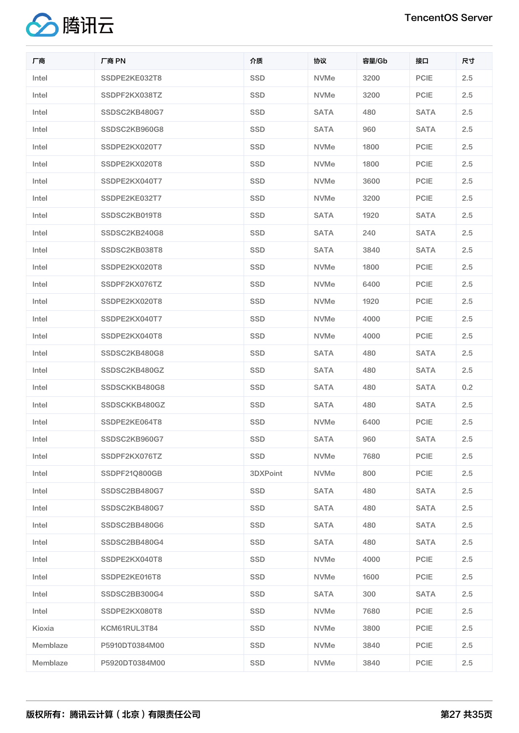| 厂商 | 厂商 PN | 介质 | 协议 | 容量/Gb | 接口 | 尺寸 |
| --- | --- | --- | --- | --- | --- | --- |
| Intel | SSDPE2KE032T8 | SSD | NVMe | 3200 | PCIE | 2.5 |
| Intel | SSDPF2KX038TZ | SSD | NVMe | 3200 | PCIE | 2.5 |
| Intel | SSDSC2KB480G7 | SSD | SATA | 480 | SATA | 2.5 |
| Intel | SSDSC2KB960G8 | SSD | SATA | 960 | SATA | 2.5 |
| Intel | SSDPE2KX020T7 | SSD | NVMe | 1800 | PCIE | 2.5 |
| Intel | SSDPE2KX020T8 | SSD | NVMe | 1800 | PCIE | 2.5 |
| Intel | SSDPE2KX040T7 | SSD | NVMe | 3600 | PCIE | 2.5 |
| Intel | SSDPE2KE032T7 | SSD | NVMe | 3200 | PCIE | 2.5 |
| Intel | SSDSC2KB019T8 | SSD | SATA | 1920 | SATA | 2.5 |
| Intel | SSDSC2KB240G8 | SSD | SATA | 240 | SATA | 2.5 |
| Intel | SSDSC2KB038T8 | SSD | SATA | 3840 | SATA | 2.5 |
| Intel | SSDPE2KX020T8 | SSD | NVMe | 1800 | PCIE | 2.5 |
| Intel | SSDPF2KX076TZ | SSD | NVMe | 6400 | PCIE | 2.5 |
| Intel | SSDPE2KX020T8 | SSD | NVMe | 1920 | PCIE | 2.5 |
| Intel | SSDPE2KX040T7 | SSD | NVMe | 4000 | PCIE | 2.5 |
| Intel | SSDPE2KX040T8 | SSD | NVMe | 4000 | PCIE | 2.5 |
| Intel | SSDSC2KB480G8 | SSD | SATA | 480 | SATA | 2.5 |
| Intel | SSDSC2KB480GZ | SSD | SATA | 480 | SATA | 2.5 |
| Intel | SSDSCKKB480G8 | SSD | SATA | 480 | SATA | 0.2 |
| Intel | SSDSCKKB480GZ | SSD | SATA | 480 | SATA | 2.5 |
| Intel | SSDPE2KE064T8 | SSD | NVMe | 6400 | PCIE | 2.5 |
| Intel | SSDSC2KB960G7 | SSD | SATA | 960 | SATA | 2.5 |
| Intel | SSDPF2KX076TZ | SSD | NVMe | 7680 | PCIE | 2.5 |
| Intel | SSDPF21Q800GB | 3DXPoint | NVMe | 800 | PCIE | 2.5 |
| Intel | SSDSC2BB480G7 | SSD | SATA | 480 | SATA | 2.5 |
| Intel | SSDSC2KB480G7 | SSD | SATA | 480 | SATA | 2.5 |
| Intel | SSDSC2BB480G6 | SSD | SATA | 480 | SATA | 2.5 |
| Intel | SSDSC2BB480G4 | SSD | SATA | 480 | SATA | 2.5 |
| Intel | SSDPE2KX040T8 | SSD | NVMe | 4000 | PCIE | 2.5 |
| Intel | SSDPE2KE016T8 | SSD | NVMe | 1600 | PCIE | 2.5 |
| Intel | SSDSC2BB300G4 | SSD | SATA | 300 | SATA | 2.5 |
| Intel | SSDPE2KX080T8 | SSD | NVMe | 7680 | PCIE | 2.5 |
| Kioxia | KCM61RUL3T84 | SSD | NVMe | 3800 | PCIE | 2.5 |
| Memblaze | P5910DT0384M00 | SSD | NVMe | 3840 | PCIE | 2.5 |
| Memblaze | P5920DT0384M00 | SSD | NVMe | 3840 | PCIE | 2.5 |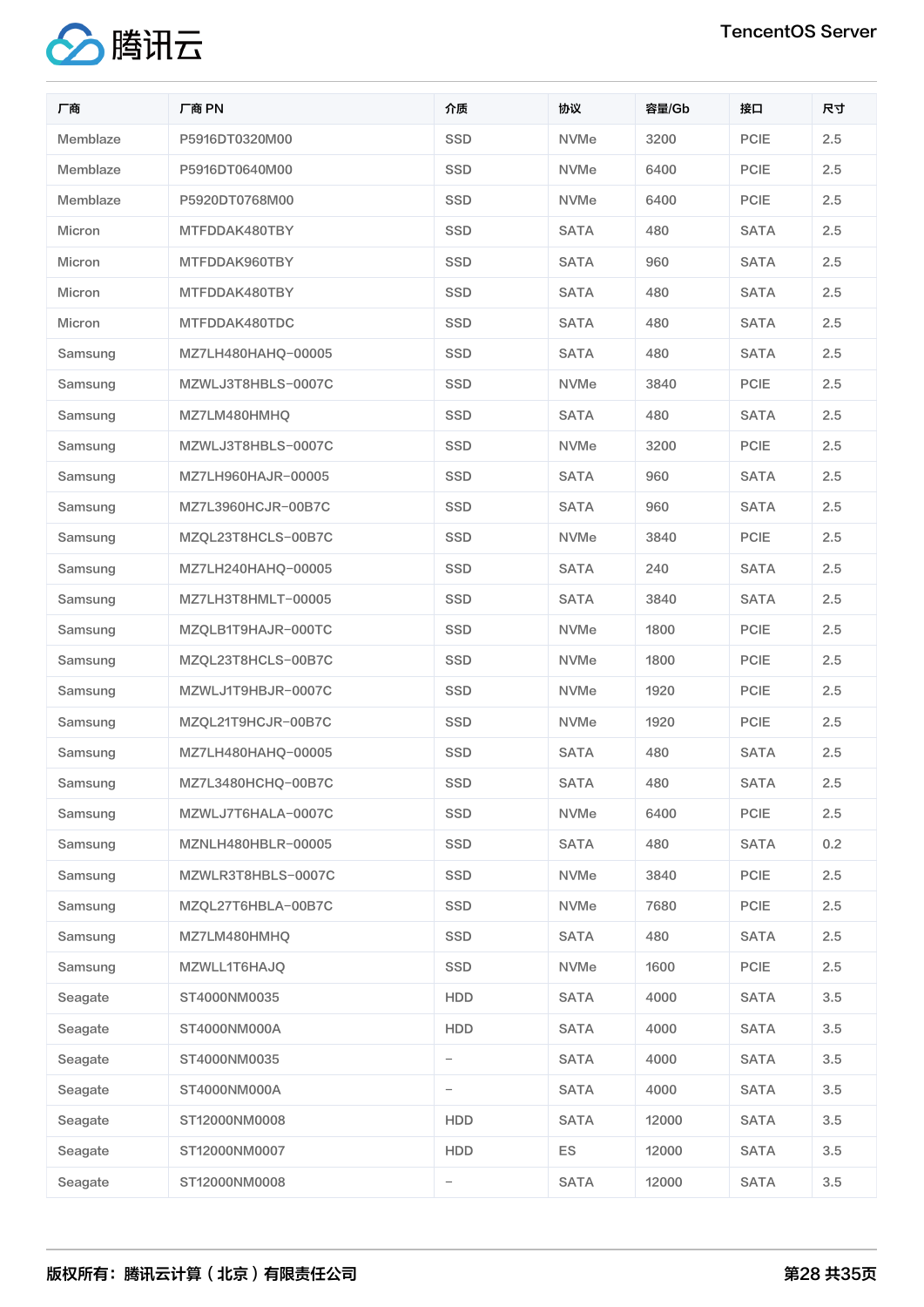| 厂商 | 厂商 PN | 介质 | 协议 | 容量/Gb | 接口 | 尺寸 |
|---|---|---|---|---|---|---|
| Memblaze | P5916DT0320M00 | SSD | NVMe | 3200 | PCIE | 2.5 |
| Memblaze | P5916DT0640M00 | SSD | NVMe | 6400 | PCIE | 2.5 |
| Memblaze | P5920DT0768M00 | SSD | NVMe | 6400 | PCIE | 2.5 |
| Micron | MTFDDAK480TBY | SSD | SATA | 480 | SATA | 2.5 |
| Micron | MTFDDAK960TBY | SSD | SATA | 960 | SATA | 2.5 |
| Micron | MTFDDAK480TBY | SSD | SATA | 480 | SATA | 2.5 |
| Micron | MTFDDAK480TDC | SSD | SATA | 480 | SATA | 2.5 |
| Samsung | MZ7LH480HAHQ-00005 | SSD | SATA | 480 | SATA | 2.5 |
| Samsung | MZWLJ3T8HBLS-0007C | SSD | NVMe | 3840 | PCIE | 2.5 |
| Samsung | MZ7LM480HMHQ | SSD | SATA | 480 | SATA | 2.5 |
| Samsung | MZWLJ3T8HBLS-0007C | SSD | NVMe | 3200 | PCIE | 2.5 |
| Samsung | MZ7LH960HAJR-00005 | SSD | SATA | 960 | SATA | 2.5 |
| Samsung | MZ7L3960HCJR-00B7C | SSD | SATA | 960 | SATA | 2.5 |
| Samsung | MZQL23T8HCLS-00B7C | SSD | NVMe | 3840 | PCIE | 2.5 |
| Samsung | MZ7LH240HAHQ-00005 | SSD | SATA | 240 | SATA | 2.5 |
| Samsung | MZ7LH3T8HMLT-00005 | SSD | SATA | 3840 | SATA | 2.5 |
| Samsung | MZQLB1T9HAJR-000TC | SSD | NVMe | 1800 | PCIE | 2.5 |
| Samsung | MZQL23T8HCLS-00B7C | SSD | NVMe | 1800 | PCIE | 2.5 |
| Samsung | MZWLJ1T9HBJR-0007C | SSD | NVMe | 1920 | PCIE | 2.5 |
| Samsung | MZQL21T9HCJR-00B7C | SSD | NVMe | 1920 | PCIE | 2.5 |
| Samsung | MZ7LH480HAHQ-00005 | SSD | SATA | 480 | SATA | 2.5 |
| Samsung | MZ7L3480HCHQ-00B7C | SSD | SATA | 480 | SATA | 2.5 |
| Samsung | MZWLJ7T6HALA-0007C | SSD | NVMe | 6400 | PCIE | 2.5 |
| Samsung | MZNLH480HBLR-00005 | SSD | SATA | 480 | SATA | 0.2 |
| Samsung | MZWLR3T8HBLS-0007C | SSD | NVMe | 3840 | PCIE | 2.5 |
| Samsung | MZQL27T6HBLA-00B7C | SSD | NVMe | 7680 | PCIE | 2.5 |
| Samsung | MZ7LM480HMHQ | SSD | SATA | 480 | SATA | 2.5 |
| Samsung | MZWLL1T6HAJQ | SSD | NVMe | 1600 | PCIE | 2.5 |
| Seagate | ST4000NM0035 | HDD | SATA | 4000 | SATA | 3.5 |
| Seagate | ST4000NM000A | HDD | SATA | 4000 | SATA | 3.5 |
| Seagate | ST4000NM0035 | - | SATA | 4000 | SATA | 3.5 |
| Seagate | ST4000NM000A | - | SATA | 4000 | SATA | 3.5 |
| Seagate | ST12000NM0008 | HDD | SATA | 12000 | SATA | 3.5 |
| Seagate | ST12000NM0007 | HDD | ES | 12000 | SATA | 3.5 |
| Seagate | ST12000NM0008 | - | SATA | 12000 | SATA | 3.5 |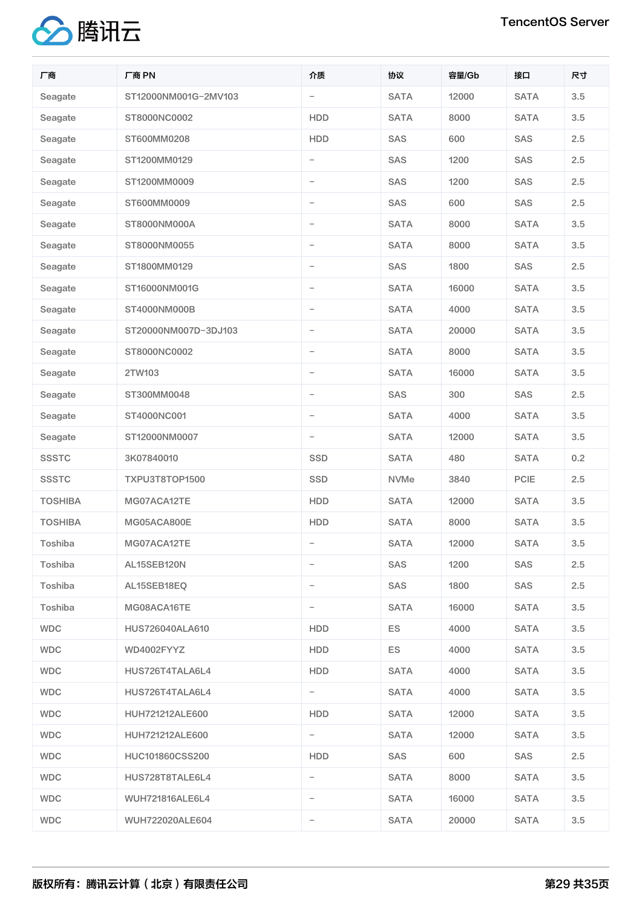| 厂商 | 厂商 PN | 介质 | 协议 | 容量/Gb | 接口 | 尺寸 |
| --- | --- | --- | --- | --- | --- | --- |
| Seagate | ST12000NM001G-2MV103 | - | SATA | 12000 | SATA | 3.5 |
| Seagate | ST8000NC0002 | HDD | SATA | 8000 | SATA | 3.5 |
| Seagate | ST600MM0208 | HDD | SAS | 600 | SAS | 2.5 |
| Seagate | ST1200MM0129 | - | SAS | 1200 | SAS | 2.5 |
| Seagate | ST1200MM0009 | - | SAS | 1200 | SAS | 2.5 |
| Seagate | ST600MM0009 | - | SAS | 600 | SAS | 2.5 |
| Seagate | ST8000NM000A | - | SATA | 8000 | SATA | 3.5 |
| Seagate | ST8000NM0055 | - | SATA | 8000 | SATA | 3.5 |
| Seagate | ST1800MM0129 | - | SAS | 1800 | SAS | 2.5 |
| Seagate | ST16000NM001G | - | SATA | 16000 | SATA | 3.5 |
| Seagate | ST4000NM000B | - | SATA | 4000 | SATA | 3.5 |
| Seagate | ST20000NM007D-3DJ103 | - | SATA | 20000 | SATA | 3.5 |
| Seagate | ST8000NC0002 | - | SATA | 8000 | SATA | 3.5 |
| Seagate | 2TW103 | - | SATA | 16000 | SATA | 3.5 |
| Seagate | ST300MM0048 | - | SAS | 300 | SAS | 2.5 |
| Seagate | ST4000NC001 | - | SATA | 4000 | SATA | 3.5 |
| Seagate | ST12000NM0007 | - | SATA | 12000 | SATA | 3.5 |
| SSSTC | 3K07840010 | SSD | SATA | 480 | SATA | 0.2 |
| SSSTC | TXPU3T8TOP1500 | SSD | NVMe | 3840 | PCIE | 2.5 |
| TOSHIBA | MG07ACA12TE | HDD | SATA | 12000 | SATA | 3.5 |
| TOSHIBA | MG05ACA800E | HDD | SATA | 8000 | SATA | 3.5 |
| Toshiba | MG07ACA12TE | - | SATA | 12000 | SATA | 3.5 |
| Toshiba | AL15SEB120N | - | SAS | 1200 | SAS | 2.5 |
| Toshiba | AL15SEB18EQ | - | SAS | 1800 | SAS | 2.5 |
| Toshiba | MG08ACA16TE | - | SATA | 16000 | SATA | 3.5 |
| WDC | HUS726040ALA610 | HDD | ES | 4000 | SATA | 3.5 |
| WDC | WD4002FYYZ | HDD | ES | 4000 | SATA | 3.5 |
| WDC | HUS726T4TALA6L4 | HDD | SATA | 4000 | SATA | 3.5 |
| WDC | HUS726T4TALA6L4 | - | SATA | 4000 | SATA | 3.5 |
| WDC | HUH721212ALE600 | HDD | SATA | 12000 | SATA | 3.5 |
| WDC | HUH721212ALE600 | - | SATA | 12000 | SATA | 3.5 |
| WDC | HUC101860CSS200 | HDD | SAS | 600 | SAS | 2.5 |
| WDC | HUS728T8TALE6L4 | - | SATA | 8000 | SATA | 3.5 |
| WDC | WUH721816ALE6L4 | - | SATA | 16000 | SATA | 3.5 |
| WDC | WUH722020ALE604 | - | SATA | 20000 | SATA | 3.5 |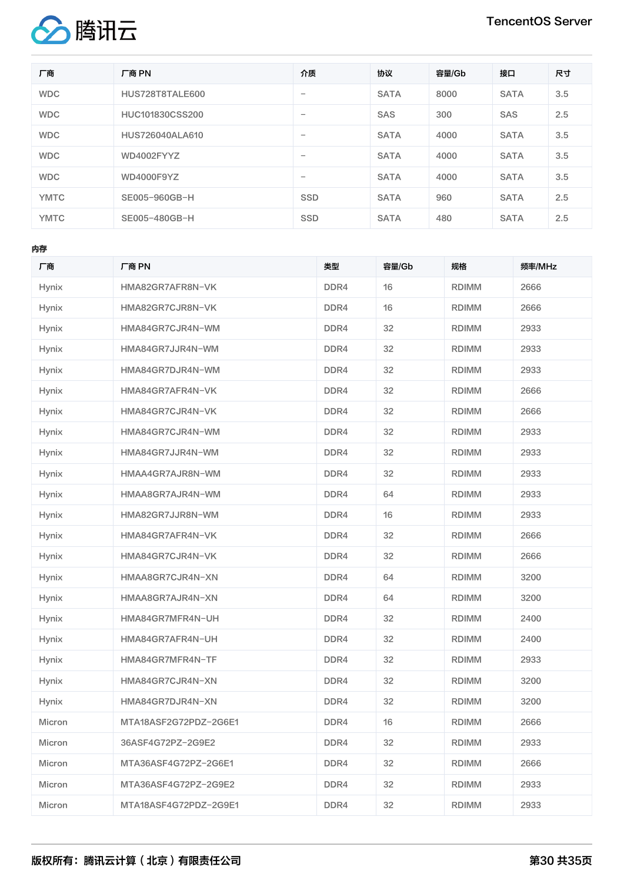| 厂商 | 厂商 PN | 介质 | 协议 | 容量/Gb | 接口 | 尺寸 |
| --- | --- | --- | --- | --- | --- | --- |
| WDC | HUS728T8TALE600 | - | SATA | 8000 | SATA | 3.5 |
| WDC | HUC101830CSS200 | - | SAS | 300 | SAS | 2.5 |
| WDC | HUS726040ALA610 | - | SATA | 4000 | SATA | 3.5 |
| WDC | WD4002FYYZ | - | SATA | 4000 | SATA | 3.5 |
| WDC | WD4000F9YZ | - | SATA | 4000 | SATA | 3.5 |
| YMTC | SE005-960GB-H | SSD | SATA | 960 | SATA | 2.5 |
| YMTC | SE005-480GB-H | SSD | SATA | 480 | SATA | 2.5 |

**内存**

| 厂商 | 厂商 PN | 类型 | 容量/Gb | 规格 | 频率/MHz |
| --- | --- | --- | --- | --- | --- |
| Hynix | HMA82GR7AFR8N-VK | DDR4 | 16 | RDIMM | 2666 |
| Hynix | HMA82GR7CJR8N-VK | DDR4 | 16 | RDIMM | 2666 |
| Hynix | HMA84GR7CJR4N-WM | DDR4 | 32 | RDIMM | 2933 |
| Hynix | HMA84GR7JJR4N-WM | DDR4 | 32 | RDIMM | 2933 |
| Hynix | HMA84GR7DJR4N-WM | DDR4 | 32 | RDIMM | 2933 |
| Hynix | HMA84GR7AFR4N-VK | DDR4 | 32 | RDIMM | 2666 |
| Hynix | HMA84GR7CJR4N-VK | DDR4 | 32 | RDIMM | 2666 |
| Hynix | HMA84GR7CJR4N-WM | DDR4 | 32 | RDIMM | 2933 |
| Hynix | HMA84GR7JJR4N-WM | DDR4 | 32 | RDIMM | 2933 |
| Hynix | HMAA4GR7AJR8N-WM | DDR4 | 32 | RDIMM | 2933 |
| Hynix | HMAA8GR7AJR4N-WM | DDR4 | 64 | RDIMM | 2933 |
| Hynix | HMA82GR7JJR8N-WM | DDR4 | 16 | RDIMM | 2933 |
| Hynix | HMA84GR7AFR4N-VK | DDR4 | 32 | RDIMM | 2666 |
| Hynix | HMA84GR7CJR4N-VK | DDR4 | 32 | RDIMM | 2666 |
| Hynix | HMAA8GR7CJR4N-XN | DDR4 | 64 | RDIMM | 3200 |
| Hynix | HMAA8GR7AJR4N-XN | DDR4 | 64 | RDIMM | 3200 |
| Hynix | HMA84GR7MFR4N-UH | DDR4 | 32 | RDIMM | 2400 |
| Hynix | HMA84GR7AFR4N-UH | DDR4 | 32 | RDIMM | 2400 |
| Hynix | HMA84GR7MFR4N-TF | DDR4 | 32 | RDIMM | 2933 |
| Hynix | HMA84GR7CJR4N-XN | DDR4 | 32 | RDIMM | 3200 |
| Hynix | HMA84GR7DJR4N-XN | DDR4 | 32 | RDIMM | 3200 |
| Micron | MTA18ASF2G72PDZ-2G6E1 | DDR4 | 16 | RDIMM | 2666 |
| Micron | 36ASF4G72PZ-2G9E2 | DDR4 | 32 | RDIMM | 2933 |
| Micron | MTA36ASF4G72PZ-2G6E1 | DDR4 | 32 | RDIMM | 2666 |
| Micron | MTA36ASF4G72PZ-2G9E2 | DDR4 | 32 | RDIMM | 2933 |
| Micron | MTA18ASF4G72PDZ-2G9E1 | DDR4 | 32 | RDIMM | 2933 |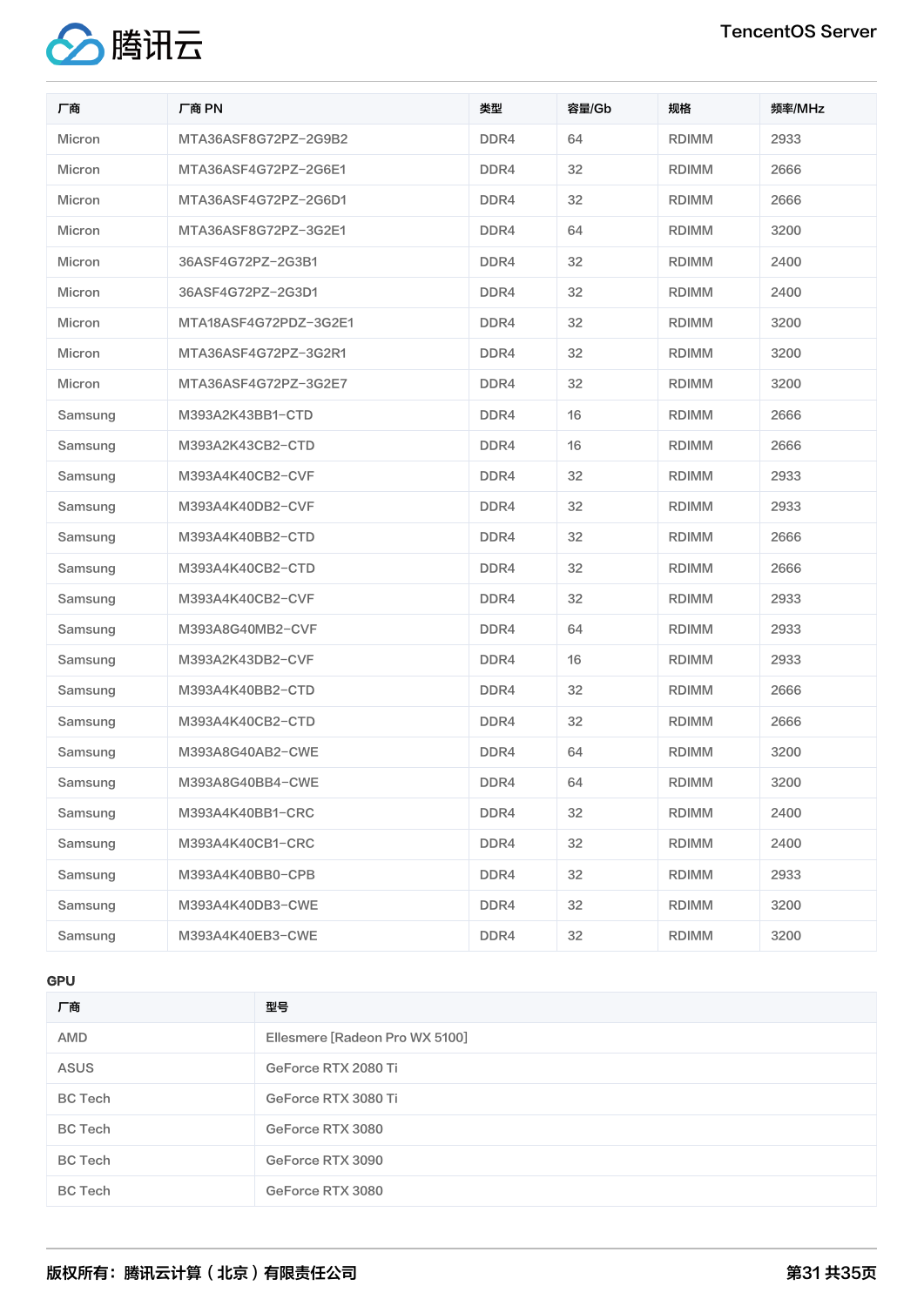| 厂商 | 厂商 PN | 类型 | 容量/Gb | 规格 | 频率/MHz |
| --- | --- | --- | --- | --- | --- |
| Micron | MTA36ASF8G72PZ-2G9B2 | DDR4 | 64 | RDIMM | 2933 |
| Micron | MTA36ASF4G72PZ-2G6E1 | DDR4 | 32 | RDIMM | 2666 |
| Micron | MTA36ASF4G72PZ-2G6D1 | DDR4 | 32 | RDIMM | 2666 |
| Micron | MTA36ASF8G72PZ-3G2E1 | DDR4 | 64 | RDIMM | 3200 |
| Micron | 36ASF4G72PZ-2G3B1 | DDR4 | 32 | RDIMM | 2400 |
| Micron | 36ASF4G72PZ-2G3D1 | DDR4 | 32 | RDIMM | 2400 |
| Micron | MTA18ASF4G72PDZ-3G2E1 | DDR4 | 32 | RDIMM | 3200 |
| Micron | MTA36ASF4G72PZ-3G2R1 | DDR4 | 32 | RDIMM | 3200 |
| Micron | MTA36ASF4G72PZ-3G2E7 | DDR4 | 32 | RDIMM | 3200 |
| Samsung | M393A2K43BB1-CTD | DDR4 | 16 | RDIMM | 2666 |
| Samsung | M393A2K43CB2-CTD | DDR4 | 16 | RDIMM | 2666 |
| Samsung | M393A4K40CB2-CVF | DDR4 | 32 | RDIMM | 2933 |
| Samsung | M393A4K40DB2-CVF | DDR4 | 32 | RDIMM | 2933 |
| Samsung | M393A4K40BB2-CTD | DDR4 | 32 | RDIMM | 2666 |
| Samsung | M393A4K40CB2-CTD | DDR4 | 32 | RDIMM | 2666 |
| Samsung | M393A4K40CB2-CVF | DDR4 | 32 | RDIMM | 2933 |
| Samsung | M393A8G40MB2-CVF | DDR4 | 64 | RDIMM | 2933 |
| Samsung | M393A2K43DB2-CVF | DDR4 | 16 | RDIMM | 2933 |
| Samsung | M393A4K40BB2-CTD | DDR4 | 32 | RDIMM | 2666 |
| Samsung | M393A4K40CB2-CTD | DDR4 | 32 | RDIMM | 2666 |
| Samsung | M393A8G40AB2-CWE | DDR4 | 64 | RDIMM | 3200 |
| Samsung | M393A8G40BB4-CWE | DDR4 | 64 | RDIMM | 3200 |
| Samsung | M393A4K40BB1-CRC | DDR4 | 32 | RDIMM | 2400 |
| Samsung | M393A4K40CB1-CRC | DDR4 | 32 | RDIMM | 2400 |
| Samsung | M393A4K40BB0-CPB | DDR4 | 32 | RDIMM | 2933 |
| Samsung | M393A4K40DB3-CWE | DDR4 | 32 | RDIMM | 3200 |
| Samsung | M393A4K40EB3-CWE | DDR4 | 32 | RDIMM | 3200 |

**GPU**

| 厂商 | 型号 |
| --- | --- |
| AMD | Ellesmere [Radeon Pro WX 5100] |
| ASUS | GeForce RTX 2080 Ti |
| BC Tech | GeForce RTX 3080 Ti |
| BC Tech | GeForce RTX 3080 |
| BC Tech | GeForce RTX 3090 |
| BC Tech | GeForce RTX 3080 |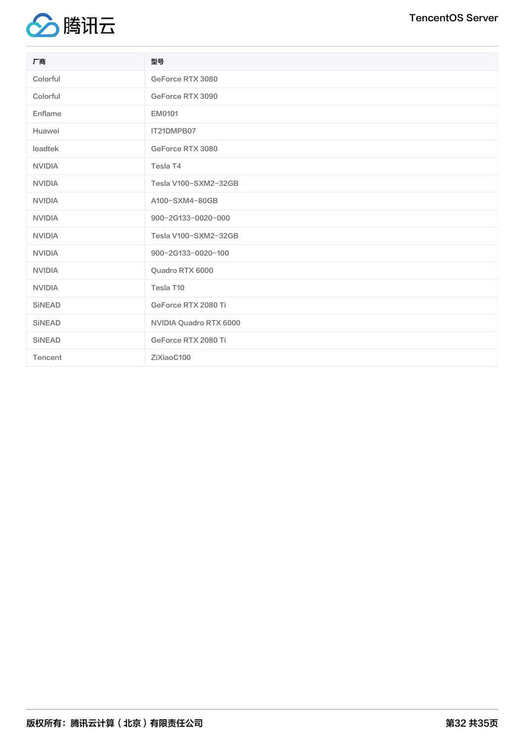| 厂商 | 型号 |
| --- | --- |
| Colorful | GeForce RTX 3080 |
| Colorful | GeForce RTX 3090 |
| Enflame | EM0101 |
| Huawei | IT21DMPB07 |
| leadtek | GeForce RTX 3080 |
| NVIDIA | Tesla T4 |
| NVIDIA | Tesla V100-SXM2-32GB |
| NVIDIA | A100-SXM4-80GB |
| NVIDIA | 900-2G133-0020-000 |
| NVIDIA | Tesla V100-SXM2-32GB |
| NVIDIA | 900-2G133-0020-100 |
| NVIDIA | Quadro RTX 6000 |
| NVIDIA | Tesla T10 |
| SiNEAD | GeForce RTX 2080 Ti |
| SiNEAD | NVIDIA Quadro RTX 6000 |
| SiNEAD | GeForce RTX 2080 Ti |
| Tencent | ZiXiaoC100 |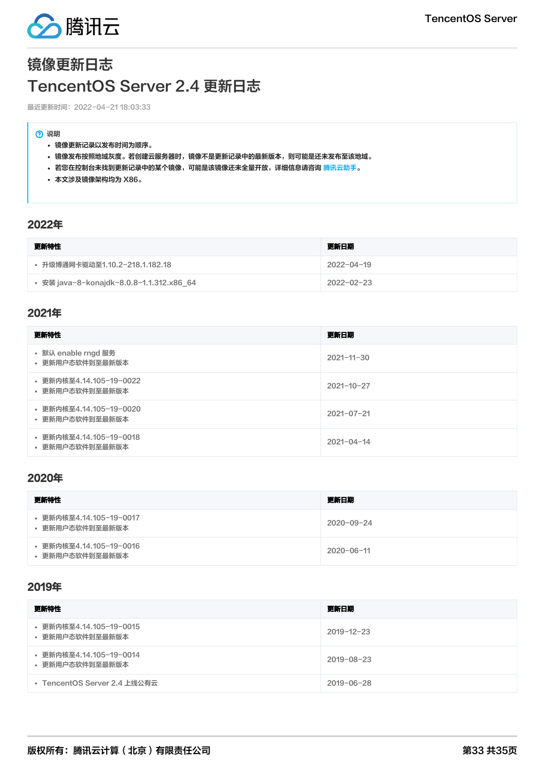# 镜像更新日志

# TencentOS Server 2.4 更新日志

最近更新时间：2022-04-21 18:03:33

> **说明**
> - 镜像更新记录以发布时间为顺序。
> - 镜像发布按照地域灰度。若创建云服务器时，镜像不是更新记录中的最新版本，则可能是还未发布至该地域。
> - 若您在控制台未找到更新记录中的某个镜像，可能是该镜像还未全量开放，详细信息请咨询 腾讯云助手。
> - 本文涉及镜像架构均为 X86。

## 2022年

| 更新特性 | 更新日期 |
| --- | --- |
| • 升级博通网卡驱动至1.10.2-218.1.182.18 | 2022-04-19 |
| • 安装 java-8-konajdk-8.0.8-1.1.312.x86_64 | 2022-02-23 |

## 2021年

| 更新特性 | 更新日期 |
| --- | --- |
| • 默认 enable rngd 服务<br>• 更新用户态软件到至最新版本 | 2021-11-30 |
| • 更新内核至4.14.105-19-0022<br>• 更新用户态软件到至最新版本 | 2021-10-27 |
| • 更新内核至4.14.105-19-0020<br>• 更新用户态软件到至最新版本 | 2021-07-21 |
| • 更新内核至4.14.105-19-0018<br>• 更新用户态软件到至最新版本 | 2021-04-14 |

## 2020年

| 更新特性 | 更新日期 |
| --- | --- |
| • 更新内核至4.14.105-19-0017<br>• 更新用户态软件到至最新版本 | 2020-09-24 |
| • 更新内核至4.14.105-19-0016<br>• 更新用户态软件到至最新版本 | 2020-06-11 |

## 2019年

| 更新特性 | 更新日期 |
| --- | --- |
| • 更新内核至4.14.105-19-0015<br>• 更新用户态软件到至最新版本 | 2019-12-23 |
| • 更新内核至4.14.105-19-0014<br>• 更新用户态软件到至最新版本 | 2019-08-23 |
| • TencentOS Server 2.4 上线公有云 | 2019-06-28 |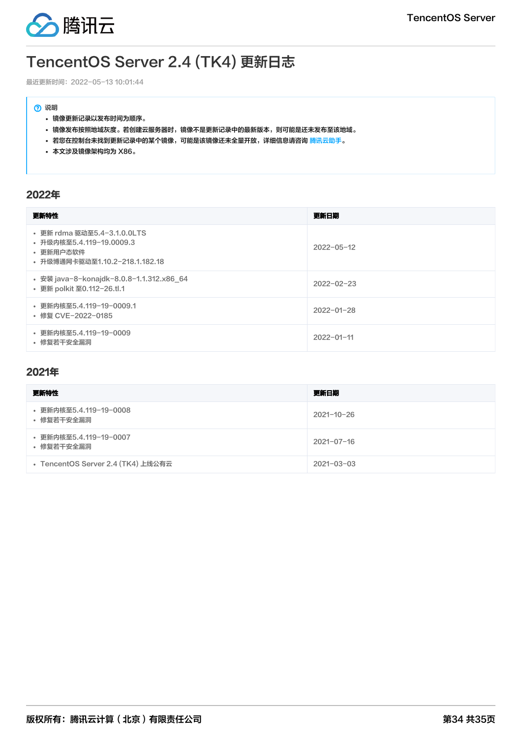# TencentOS Server 2.4 (TK4) 更新日志

最近更新时间：2022-05-13 10:01:44

> 说明
> - 镜像更新记录以发布时间为顺序。
> - 镜像发布按照地域灰度。若创建云服务器时，镜像不是更新记录中的最新版本，则可能是还未发布至该地域。
> - 若您在控制台未找到更新记录中的某个镜像，可能是该镜像还未全量开放，详细信息请咨询 腾讯云助手。
> - 本文涉及镜像架构均为 X86。

## 2022年

| 更新特性 | 更新日期 |
| --- | --- |
| • 更新 rdma 驱动至5.4-3.1.0.0LTS<br>• 升级内核至5.4.119-19.0009.3<br>• 更新用户态软件<br>• 升级博通网卡驱动至1.10.2-218.1.182.18 | 2022-05-12 |
| • 安装 java-8-konajdk-8.0.8-1.1.312.x86_64<br>• 更新 polkit 至0.112-26.tl.1 | 2022-02-23 |
| • 更新内核至5.4.119-19-0009.1<br>• 修复 CVE-2022-0185 | 2022-01-28 |
| • 更新内核至5.4.119-19-0009<br>• 修复若干安全漏洞 | 2022-01-11 |

## 2021年

| 更新特性 | 更新日期 |
| --- | --- |
| • 更新内核至5.4.119-19-0008<br>• 修复若干安全漏洞 | 2021-10-26 |
| • 更新内核至5.4.119-19-0007<br>• 修复若干安全漏洞 | 2021-07-16 |
| • TencentOS Server 2.4 (TK4) 上线公有云 | 2021-03-03 |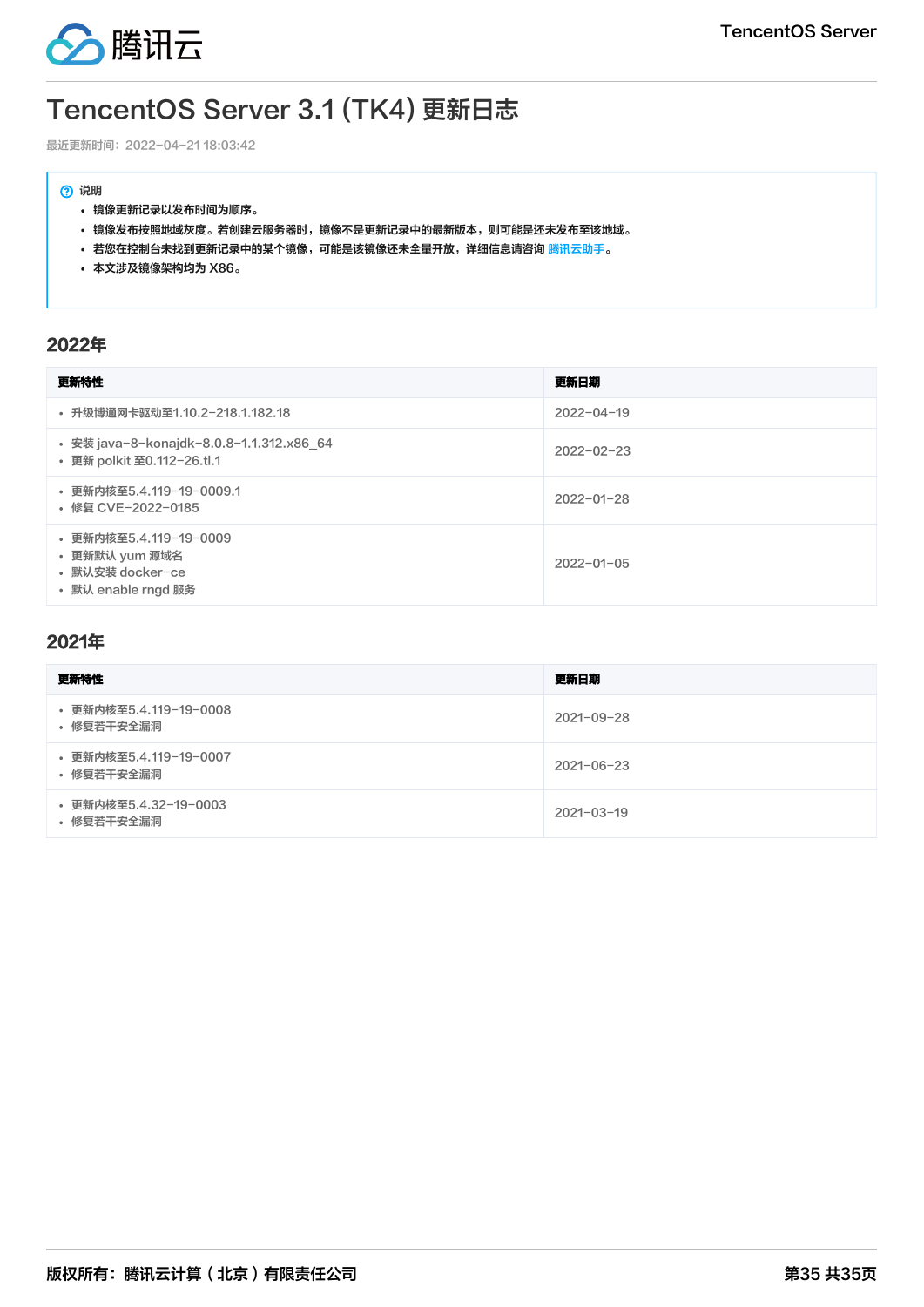# TencentOS Server 3.1 (TK4) 更新日志

最近更新时间：2022-04-21 18:03:42

> 说明
> - 镜像更新记录以发布时间为顺序。
> - 镜像发布按照地域灰度。若创建云服务器时，镜像不是更新记录中的最新版本，则可能是还未发布至该地域。
> - 若您在控制台未找到更新记录中的某个镜像，可能是该镜像还未全量开放，详细信息请咨询 腾讯云助手。
> - 本文涉及镜像架构均为 X86。

## 2022年

| 更新特性 | 更新日期 |
| --- | --- |
| • 升级博通网卡驱动至1.10.2-218.1.182.18 | 2022-04-19 |
| • 安装 java-8-konajdk-8.0.8-1.1.312.x86_64<br>• 更新 polkit 至0.112-26.tl.1 | 2022-02-23 |
| • 更新内核至5.4.119-19-0009.1<br>• 修复 CVE-2022-0185 | 2022-01-28 |
| • 更新内核至5.4.119-19-0009<br>• 更新默认 yum 源域名<br>• 默认安装 docker-ce<br>• 默认 enable rngd 服务 | 2022-01-05 |

## 2021年

| 更新特性 | 更新日期 |
| --- | --- |
| • 更新内核至5.4.119-19-0008<br>• 修复若干安全漏洞 | 2021-09-28 |
| • 更新内核至5.4.119-19-0007<br>• 修复若干安全漏洞 | 2021-06-23 |
| • 更新内核至5.4.32-19-0003<br>• 修复若干安全漏洞 | 2021-03-19 |